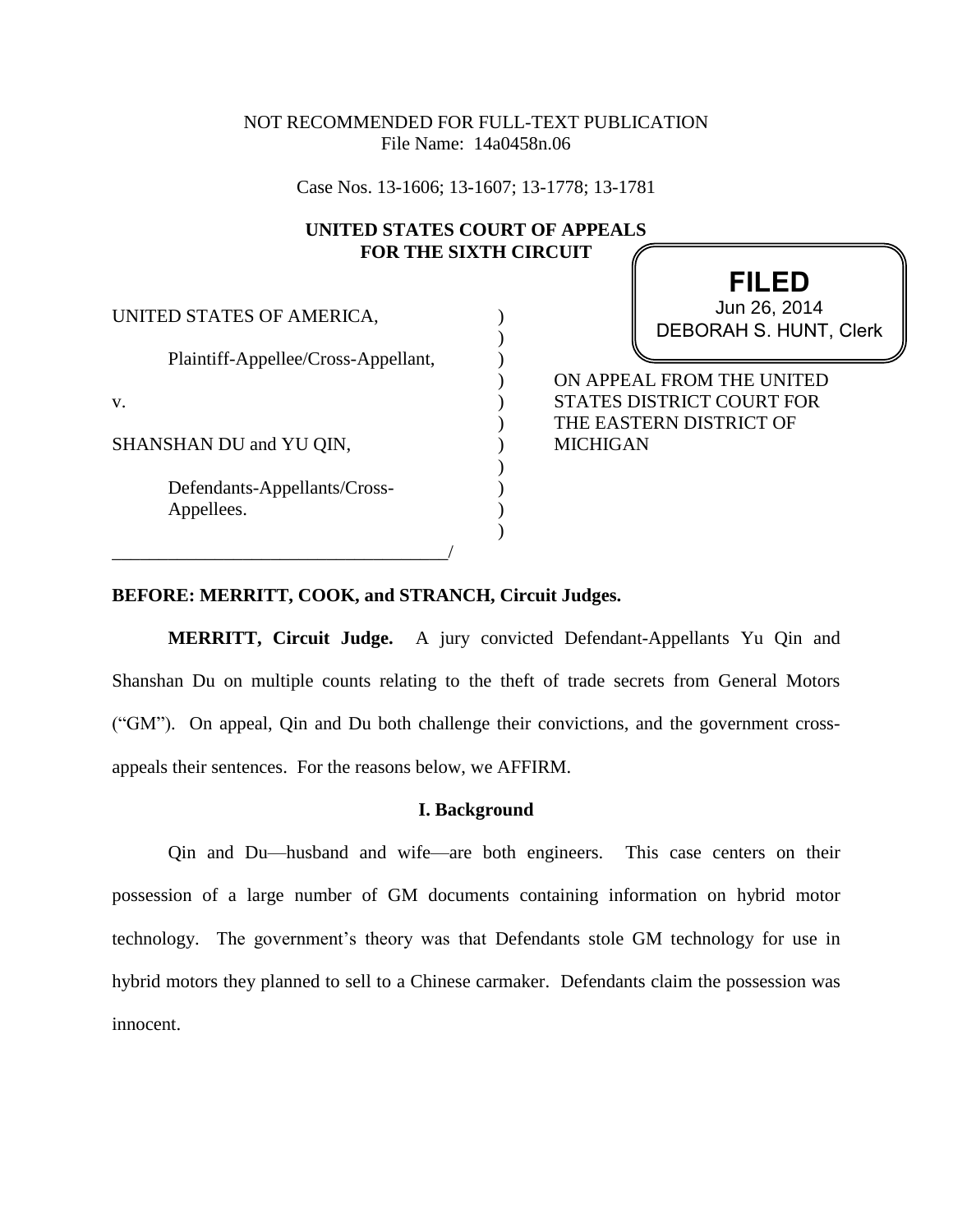NOT RECOMMENDED FOR FULL-TEXT PUBLICATION
File Name: 14a0458n.06

Case Nos. 13-1606; 13-1607; 13-1778; 13-1781

**UNITED STATES COURT OF APPEALS**
**FOR THE SIXTH CIRCUIT**

**FILED**
Jun 26, 2014
DEBORAH S. HUNT, Clerk

UNITED STATES OF AMERICA,

Plaintiff-Appellee/Cross-Appellant,

v.

SHANSHAN DU and YU QIN,

Defendants-Appellants/Cross-Appellees.

ON APPEAL FROM THE UNITED STATES DISTRICT COURT FOR THE EASTERN DISTRICT OF MICHIGAN

**BEFORE: MERRITT, COOK, and STRANCH, Circuit Judges.**

**MERRITT, Circuit Judge.** A jury convicted Defendant-Appellants Yu Qin and Shanshan Du on multiple counts relating to the theft of trade secrets from General Motors ("GM"). On appeal, Qin and Du both challenge their convictions, and the government cross-appeals their sentences. For the reasons below, we AFFIRM.

## I. Background

Qin and Du—husband and wife—are both engineers. This case centers on their possession of a large number of GM documents containing information on hybrid motor technology. The government's theory was that Defendants stole GM technology for use in hybrid motors they planned to sell to a Chinese carmaker. Defendants claim the possession was innocent.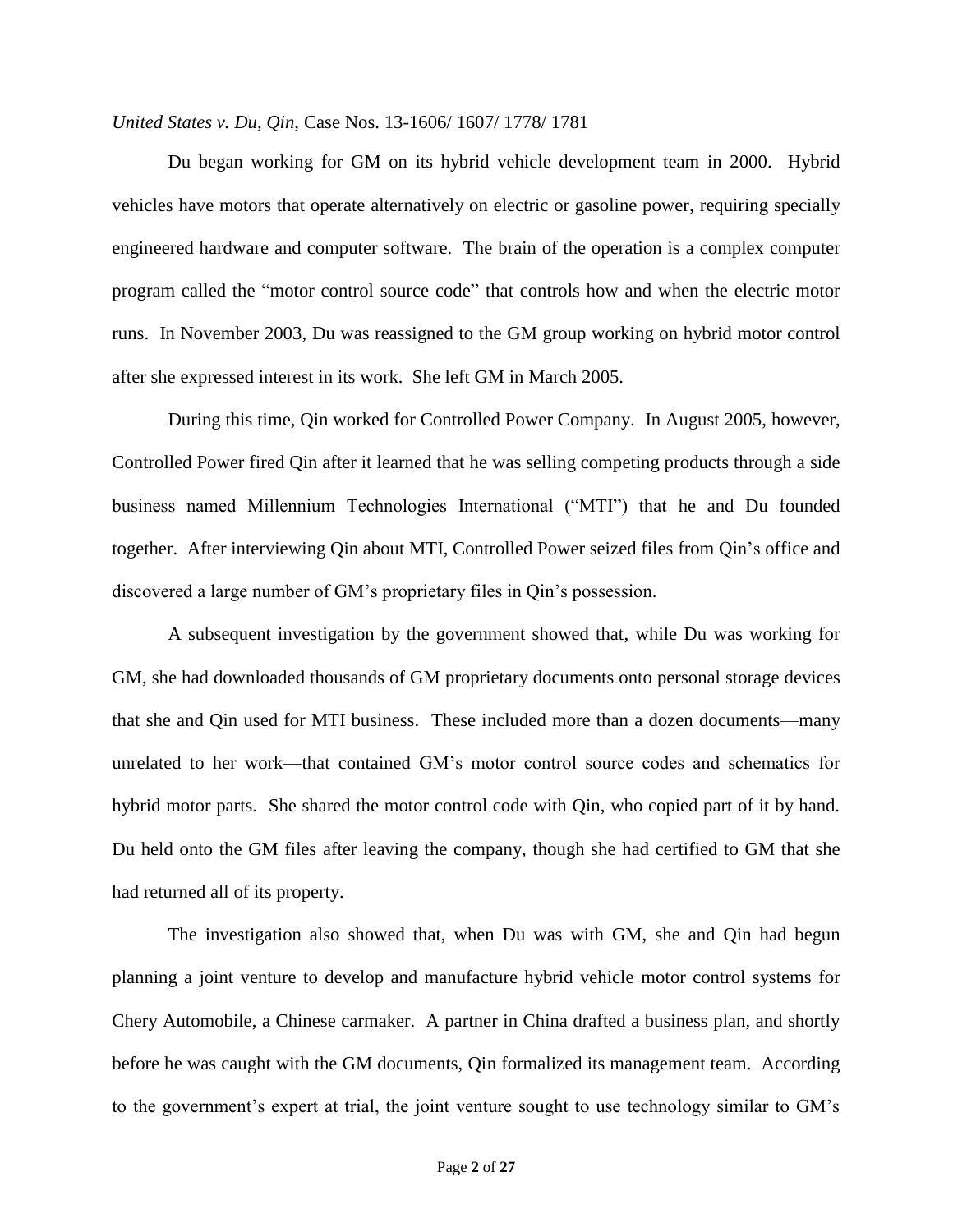Du began working for GM on its hybrid vehicle development team in 2000. Hybrid vehicles have motors that operate alternatively on electric or gasoline power, requiring specially engineered hardware and computer software. The brain of the operation is a complex computer program called the "motor control source code" that controls how and when the electric motor runs. In November 2003, Du was reassigned to the GM group working on hybrid motor control after she expressed interest in its work. She left GM in March 2005.

During this time, Qin worked for Controlled Power Company. In August 2005, however, Controlled Power fired Qin after it learned that he was selling competing products through a side business named Millennium Technologies International ("MTI") that he and Du founded together. After interviewing Qin about MTI, Controlled Power seized files from Qin's office and discovered a large number of GM's proprietary files in Qin's possession.

A subsequent investigation by the government showed that, while Du was working for GM, she had downloaded thousands of GM proprietary documents onto personal storage devices that she and Qin used for MTI business. These included more than a dozen documents—many unrelated to her work—that contained GM's motor control source codes and schematics for hybrid motor parts. She shared the motor control code with Qin, who copied part of it by hand. Du held onto the GM files after leaving the company, though she had certified to GM that she had returned all of its property.

The investigation also showed that, when Du was with GM, she and Qin had begun planning a joint venture to develop and manufacture hybrid vehicle motor control systems for Chery Automobile, a Chinese carmaker. A partner in China drafted a business plan, and shortly before he was caught with the GM documents, Qin formalized its management team. According to the government's expert at trial, the joint venture sought to use technology similar to GM's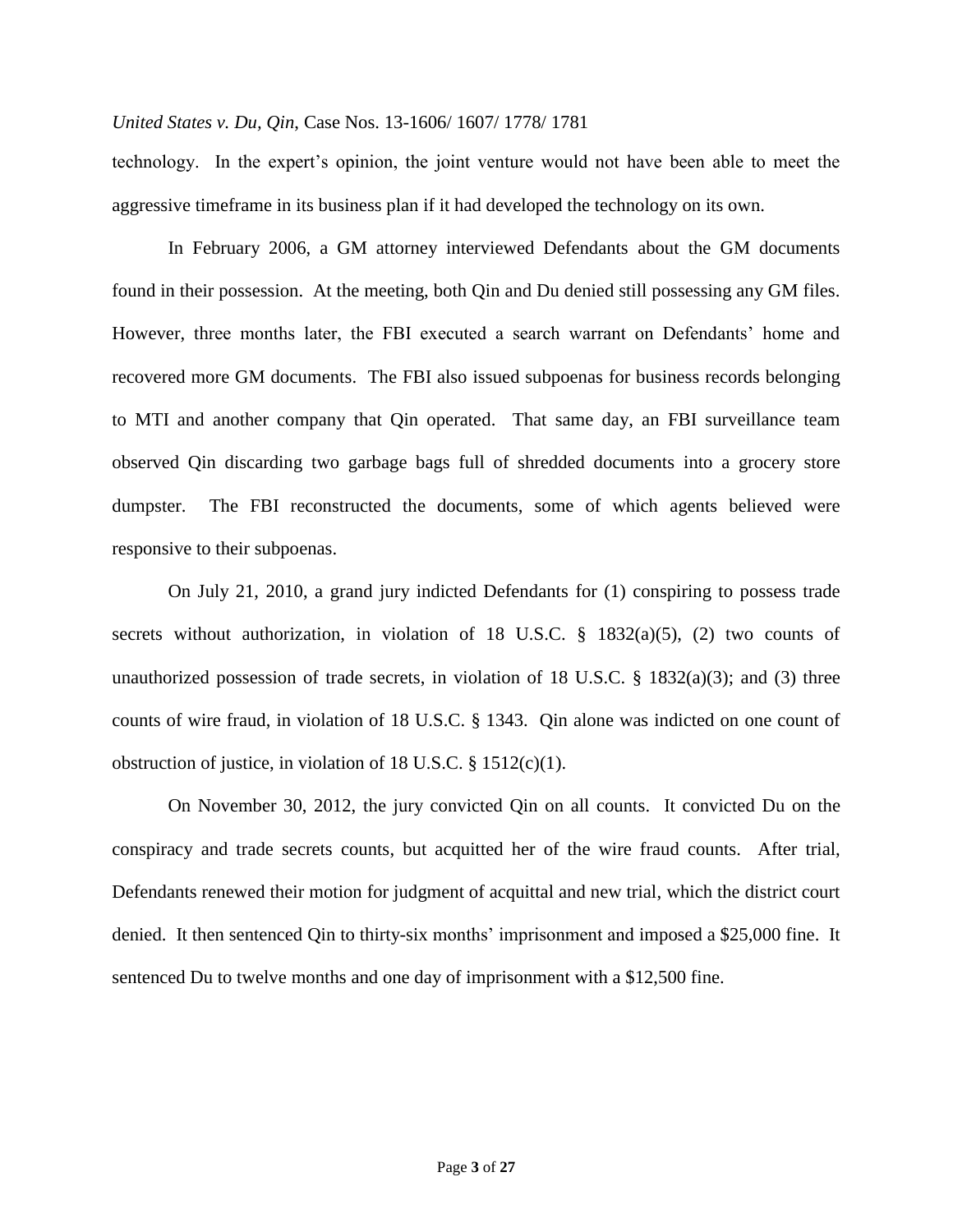technology. In the expert's opinion, the joint venture would not have been able to meet the aggressive timeframe in its business plan if it had developed the technology on its own.

In February 2006, a GM attorney interviewed Defendants about the GM documents found in their possession. At the meeting, both Qin and Du denied still possessing any GM files. However, three months later, the FBI executed a search warrant on Defendants' home and recovered more GM documents. The FBI also issued subpoenas for business records belonging to MTI and another company that Qin operated. That same day, an FBI surveillance team observed Qin discarding two garbage bags full of shredded documents into a grocery store dumpster. The FBI reconstructed the documents, some of which agents believed were responsive to their subpoenas.

On July 21, 2010, a grand jury indicted Defendants for (1) conspiring to possess trade secrets without authorization, in violation of 18 U.S.C. § 1832(a)(5), (2) two counts of unauthorized possession of trade secrets, in violation of 18 U.S.C. § 1832(a)(3); and (3) three counts of wire fraud, in violation of 18 U.S.C. § 1343. Qin alone was indicted on one count of obstruction of justice, in violation of 18 U.S.C. § 1512(c)(1).

On November 30, 2012, the jury convicted Qin on all counts. It convicted Du on the conspiracy and trade secrets counts, but acquitted her of the wire fraud counts. After trial, Defendants renewed their motion for judgment of acquittal and new trial, which the district court denied. It then sentenced Qin to thirty-six months' imprisonment and imposed a $25,000 fine. It sentenced Du to twelve months and one day of imprisonment with a $12,500 fine.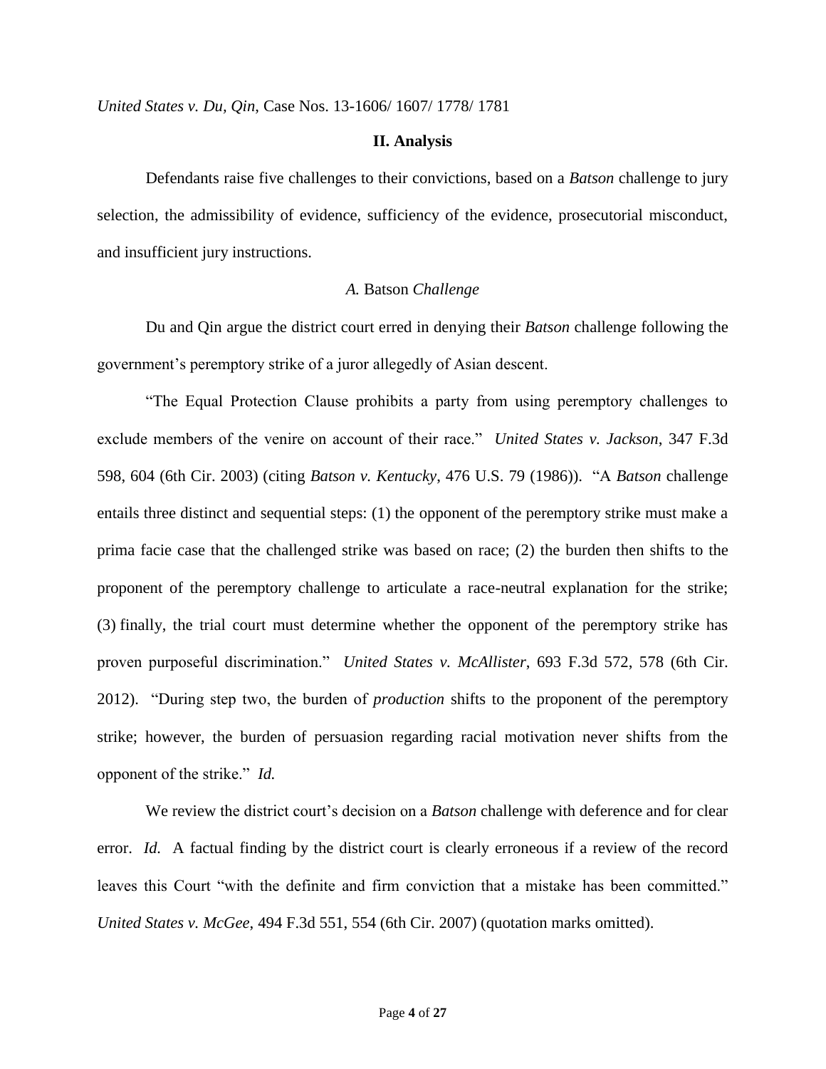## II. Analysis

Defendants raise five challenges to their convictions, based on a *Batson* challenge to jury selection, the admissibility of evidence, sufficiency of the evidence, prosecutorial misconduct, and insufficient jury instructions.

### *A.* Batson *Challenge*

Du and Qin argue the district court erred in denying their *Batson* challenge following the government's peremptory strike of a juror allegedly of Asian descent.

"The Equal Protection Clause prohibits a party from using peremptory challenges to exclude members of the venire on account of their race." *United States v. Jackson*, 347 F.3d 598, 604 (6th Cir. 2003) (citing *Batson v. Kentucky*, 476 U.S. 79 (1986)). "A *Batson* challenge entails three distinct and sequential steps: (1) the opponent of the peremptory strike must make a prima facie case that the challenged strike was based on race; (2) the burden then shifts to the proponent of the peremptory challenge to articulate a race-neutral explanation for the strike; (3) finally, the trial court must determine whether the opponent of the peremptory strike has proven purposeful discrimination." *United States v. McAllister*, 693 F.3d 572, 578 (6th Cir. 2012). "During step two, the burden of *production* shifts to the proponent of the peremptory strike; however, the burden of persuasion regarding racial motivation never shifts from the opponent of the strike." *Id.*

We review the district court's decision on a *Batson* challenge with deference and for clear error. *Id.* A factual finding by the district court is clearly erroneous if a review of the record leaves this Court "with the definite and firm conviction that a mistake has been committed." *United States v. McGee*, 494 F.3d 551, 554 (6th Cir. 2007) (quotation marks omitted).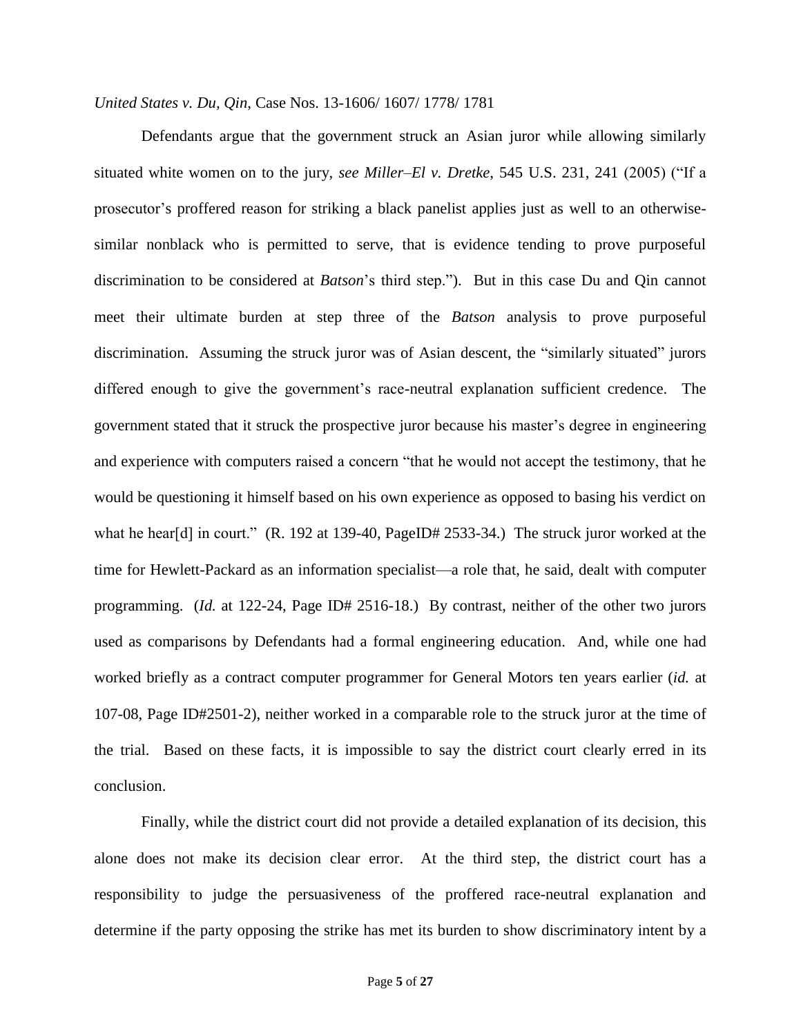Defendants argue that the government struck an Asian juror while allowing similarly situated white women on to the jury, *see Miller–El v. Dretke*, 545 U.S. 231, 241 (2005) ("If a prosecutor's proffered reason for striking a black panelist applies just as well to an otherwise-similar nonblack who is permitted to serve, that is evidence tending to prove purposeful discrimination to be considered at *Batson*'s third step."). But in this case Du and Qin cannot meet their ultimate burden at step three of the *Batson* analysis to prove purposeful discrimination. Assuming the struck juror was of Asian descent, the "similarly situated" jurors differed enough to give the government's race-neutral explanation sufficient credence. The government stated that it struck the prospective juror because his master's degree in engineering and experience with computers raised a concern "that he would not accept the testimony, that he would be questioning it himself based on his own experience as opposed to basing his verdict on what he hear[d] in court." (R. 192 at 139-40, PageID# 2533-34.) The struck juror worked at the time for Hewlett-Packard as an information specialist—a role that, he said, dealt with computer programming. (*Id.* at 122-24, Page ID# 2516-18.) By contrast, neither of the other two jurors used as comparisons by Defendants had a formal engineering education. And, while one had worked briefly as a contract computer programmer for General Motors ten years earlier (*id.* at 107-08, Page ID#2501-2), neither worked in a comparable role to the struck juror at the time of the trial. Based on these facts, it is impossible to say the district court clearly erred in its conclusion.

Finally, while the district court did not provide a detailed explanation of its decision, this alone does not make its decision clear error. At the third step, the district court has a responsibility to judge the persuasiveness of the proffered race-neutral explanation and determine if the party opposing the strike has met its burden to show discriminatory intent by a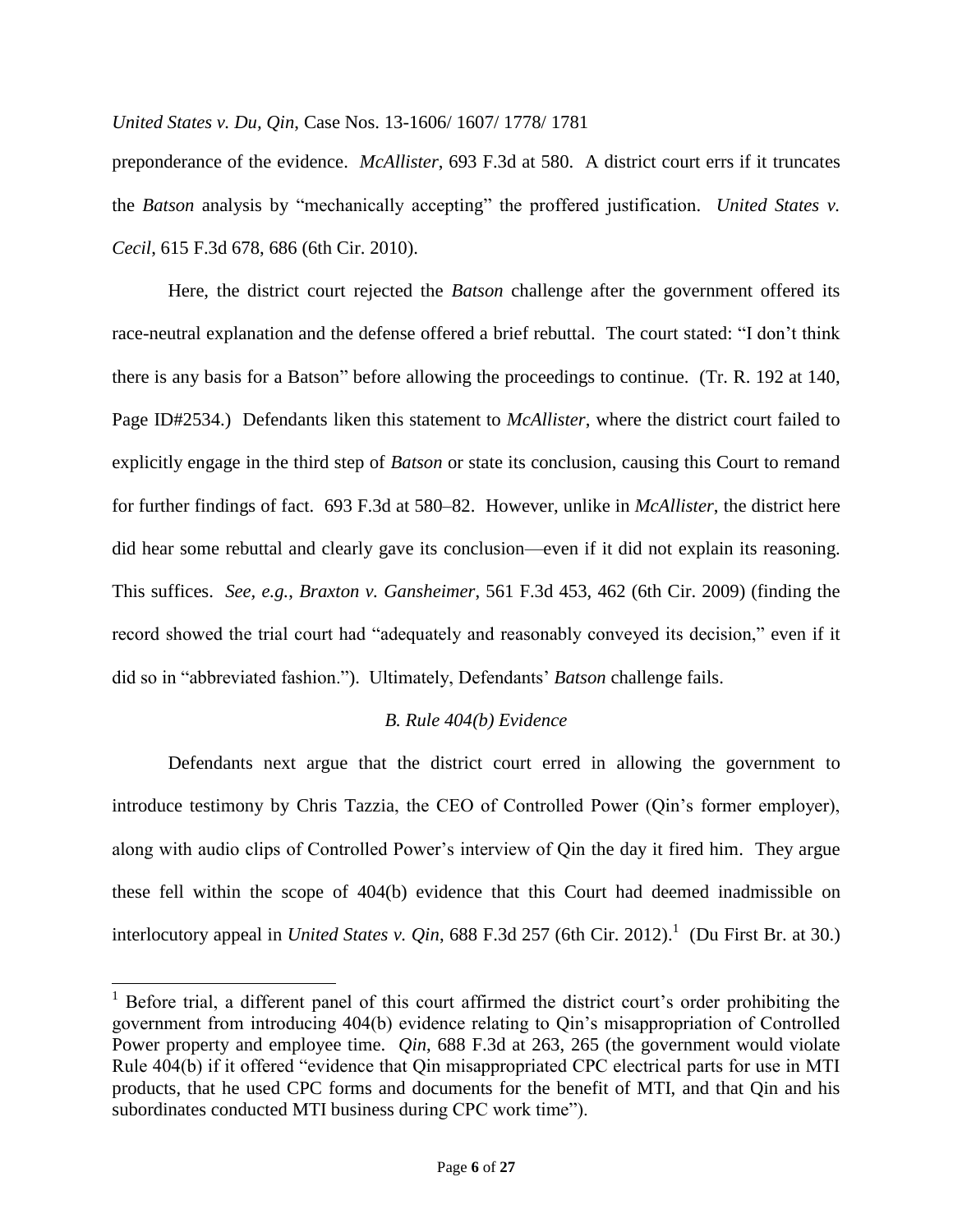preponderance of the evidence. *McAllister*, 693 F.3d at 580. A district court errs if it truncates the *Batson* analysis by "mechanically accepting" the proffered justification. *United States v. Cecil*, 615 F.3d 678, 686 (6th Cir. 2010).

Here, the district court rejected the *Batson* challenge after the government offered its race-neutral explanation and the defense offered a brief rebuttal. The court stated: "I don't think there is any basis for a Batson" before allowing the proceedings to continue. (Tr. R. 192 at 140, Page ID#2534.) Defendants liken this statement to *McAllister*, where the district court failed to explicitly engage in the third step of *Batson* or state its conclusion, causing this Court to remand for further findings of fact. 693 F.3d at 580–82. However, unlike in *McAllister*, the district here did hear some rebuttal and clearly gave its conclusion—even if it did not explain its reasoning. This suffices. *See, e.g.*, *Braxton v. Gansheimer*, 561 F.3d 453, 462 (6th Cir. 2009) (finding the record showed the trial court had "adequately and reasonably conveyed its decision," even if it did so in "abbreviated fashion."). Ultimately, Defendants' *Batson* challenge fails.

### *B. Rule 404(b) Evidence*

Defendants next argue that the district court erred in allowing the government to introduce testimony by Chris Tazzia, the CEO of Controlled Power (Qin's former employer), along with audio clips of Controlled Power's interview of Qin the day it fired him. They argue these fell within the scope of 404(b) evidence that this Court had deemed inadmissible on interlocutory appeal in *United States v. Qin*, 688 F.3d 257 (6th Cir. 2012).[1] (Du First Br. at 30.)

[1] Before trial, a different panel of this court affirmed the district court's order prohibiting the government from introducing 404(b) evidence relating to Qin's misappropriation of Controlled Power property and employee time. *Qin*, 688 F.3d at 263, 265 (the government would violate Rule 404(b) if it offered "evidence that Qin misappropriated CPC electrical parts for use in MTI products, that he used CPC forms and documents for the benefit of MTI, and that Qin and his subordinates conducted MTI business during CPC work time").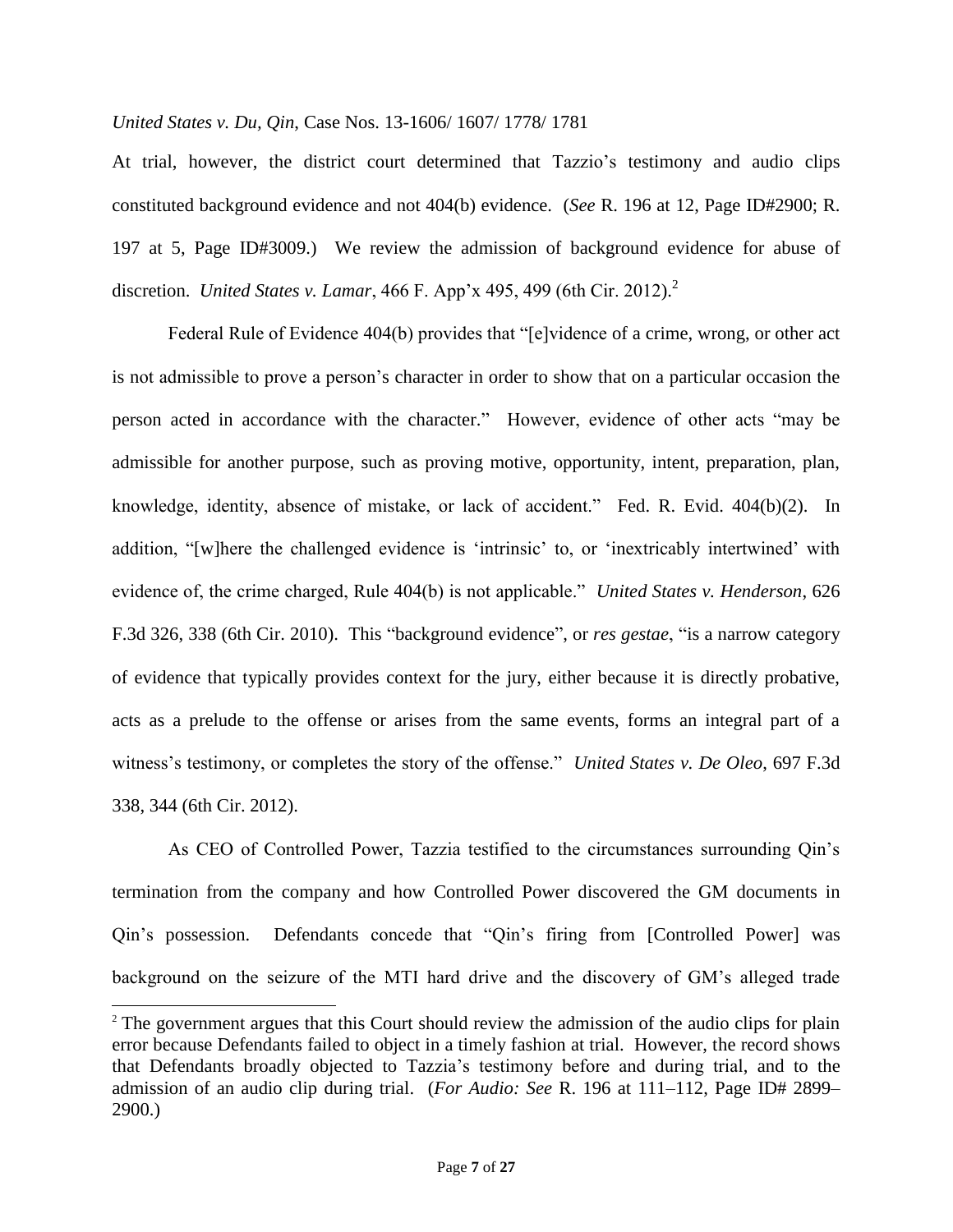At trial, however, the district court determined that Tazzio's testimony and audio clips constituted background evidence and not 404(b) evidence. (*See* R. 196 at 12, Page ID#2900; R. 197 at 5, Page ID#3009.) We review the admission of background evidence for abuse of discretion. *United States v. Lamar*, 466 F. App'x 495, 499 (6th Cir. 2012).[2]

Federal Rule of Evidence 404(b) provides that "[e]vidence of a crime, wrong, or other act is not admissible to prove a person's character in order to show that on a particular occasion the person acted in accordance with the character." However, evidence of other acts "may be admissible for another purpose, such as proving motive, opportunity, intent, preparation, plan, knowledge, identity, absence of mistake, or lack of accident." Fed. R. Evid. 404(b)(2). In addition, "[w]here the challenged evidence is 'intrinsic' to, or 'inextricably intertwined' with evidence of, the crime charged, Rule 404(b) is not applicable." *United States v. Henderson*, 626 F.3d 326, 338 (6th Cir. 2010). This "background evidence", or *res gestae*, "is a narrow category of evidence that typically provides context for the jury, either because it is directly probative, acts as a prelude to the offense or arises from the same events, forms an integral part of a witness's testimony, or completes the story of the offense." *United States v. De Oleo*, 697 F.3d 338, 344 (6th Cir. 2012).

As CEO of Controlled Power, Tazzia testified to the circumstances surrounding Qin's termination from the company and how Controlled Power discovered the GM documents in Qin's possession. Defendants concede that "Qin's firing from [Controlled Power] was background on the seizure of the MTI hard drive and the discovery of GM's alleged trade

---

[2] The government argues that this Court should review the admission of the audio clips for plain error because Defendants failed to object in a timely fashion at trial. However, the record shows that Defendants broadly objected to Tazzia's testimony before and during trial, and to the admission of an audio clip during trial. (*For Audio: See* R. 196 at 111–112, Page ID# 2899–2900.)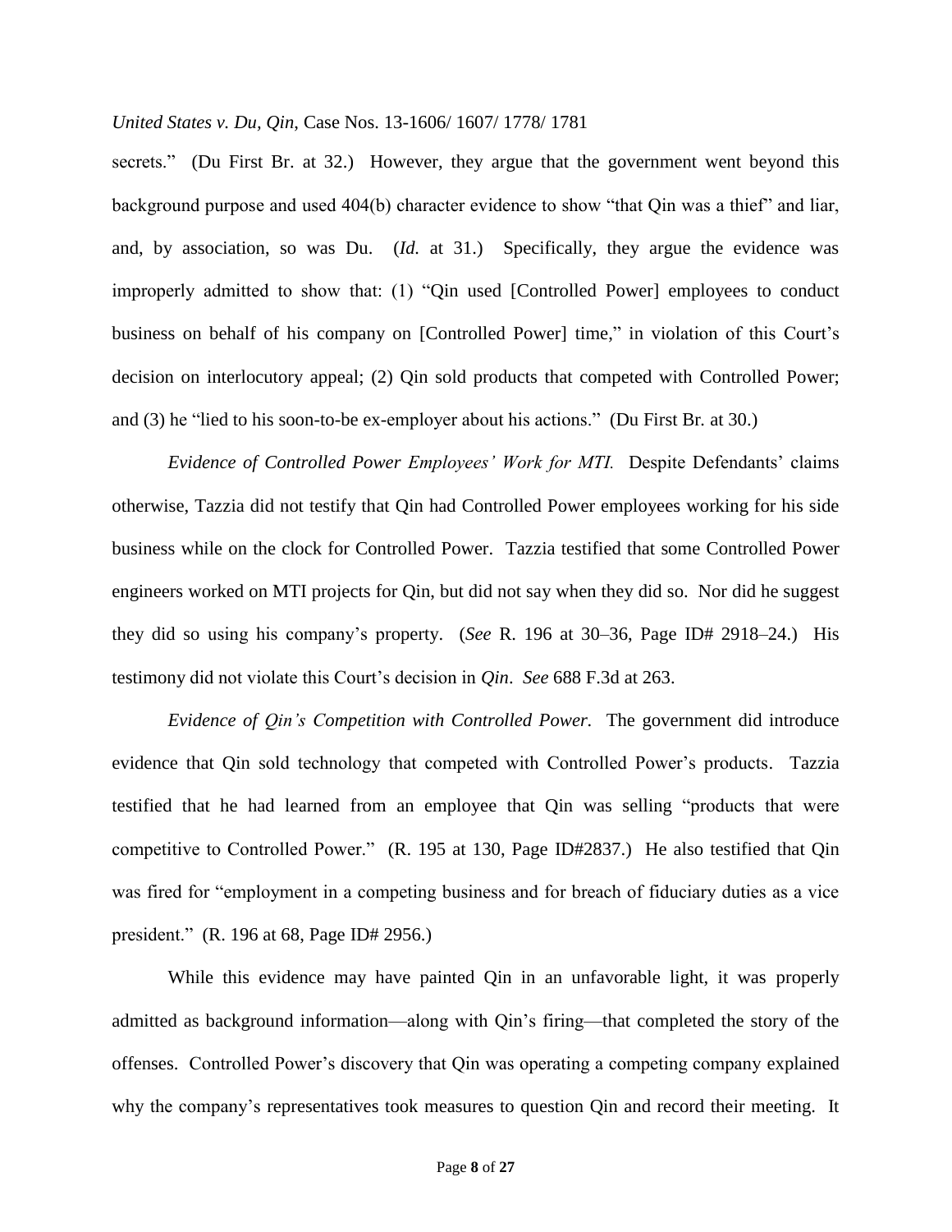secrets." (Du First Br. at 32.) However, they argue that the government went beyond this background purpose and used 404(b) character evidence to show "that Qin was a thief" and liar, and, by association, so was Du. (*Id.* at 31.) Specifically, they argue the evidence was improperly admitted to show that: (1) "Qin used [Controlled Power] employees to conduct business on behalf of his company on [Controlled Power] time," in violation of this Court's decision on interlocutory appeal; (2) Qin sold products that competed with Controlled Power; and (3) he "lied to his soon-to-be ex-employer about his actions." (Du First Br. at 30.)

*Evidence of Controlled Power Employees' Work for MTI.* Despite Defendants' claims otherwise, Tazzia did not testify that Qin had Controlled Power employees working for his side business while on the clock for Controlled Power. Tazzia testified that some Controlled Power engineers worked on MTI projects for Qin, but did not say when they did so. Nor did he suggest they did so using his company's property. (*See* R. 196 at 30–36, Page ID# 2918–24.) His testimony did not violate this Court's decision in *Qin*. *See* 688 F.3d at 263.

*Evidence of Qin's Competition with Controlled Power.* The government did introduce evidence that Qin sold technology that competed with Controlled Power's products. Tazzia testified that he had learned from an employee that Qin was selling "products that were competitive to Controlled Power." (R. 195 at 130, Page ID#2837.) He also testified that Qin was fired for "employment in a competing business and for breach of fiduciary duties as a vice president." (R. 196 at 68, Page ID# 2956.)

While this evidence may have painted Qin in an unfavorable light, it was properly admitted as background information—along with Qin's firing—that completed the story of the offenses. Controlled Power's discovery that Qin was operating a competing company explained why the company's representatives took measures to question Qin and record their meeting. It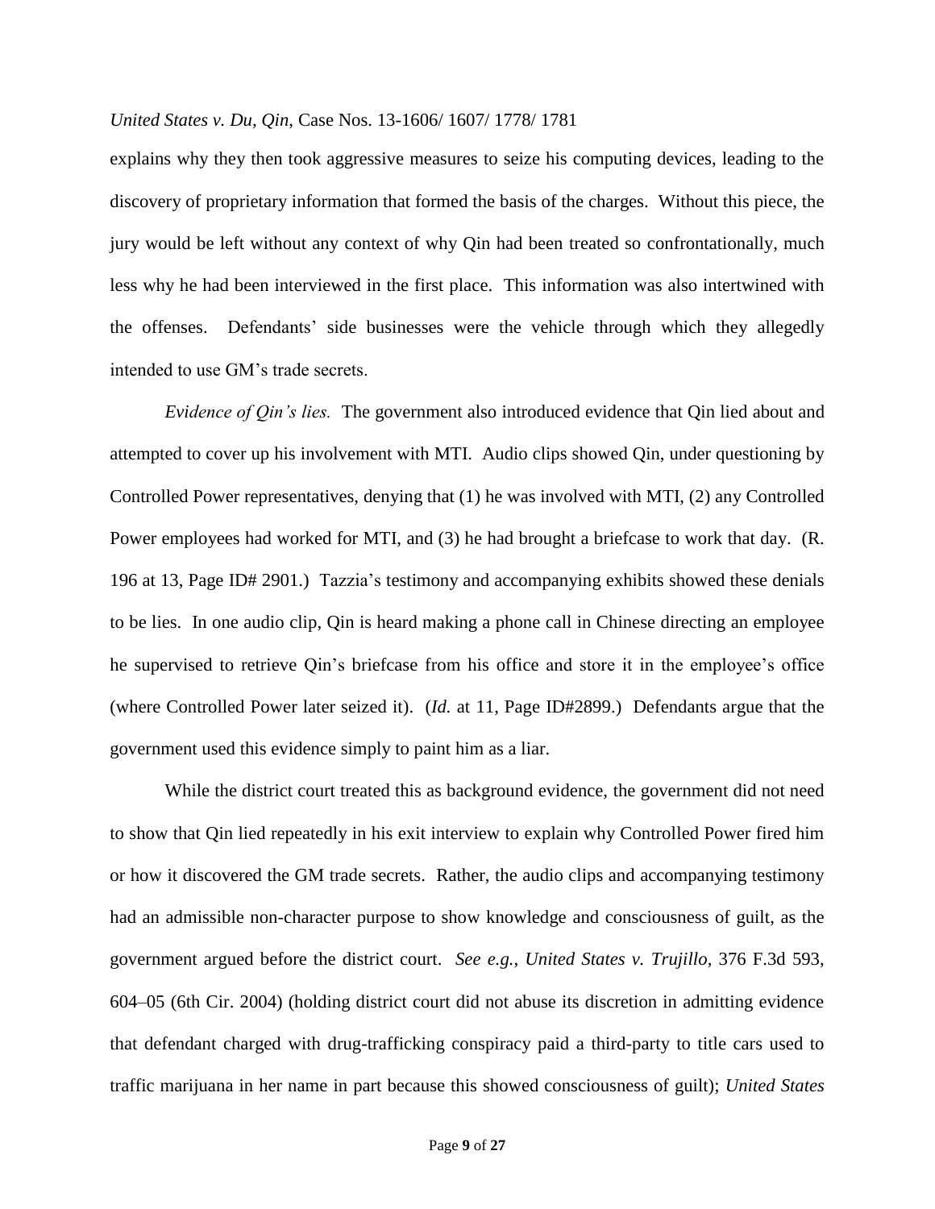explains why they then took aggressive measures to seize his computing devices, leading to the discovery of proprietary information that formed the basis of the charges. Without this piece, the jury would be left without any context of why Qin had been treated so confrontationally, much less why he had been interviewed in the first place. This information was also intertwined with the offenses. Defendants' side businesses were the vehicle through which they allegedly intended to use GM's trade secrets.

*Evidence of Qin's lies.* The government also introduced evidence that Qin lied about and attempted to cover up his involvement with MTI. Audio clips showed Qin, under questioning by Controlled Power representatives, denying that (1) he was involved with MTI, (2) any Controlled Power employees had worked for MTI, and (3) he had brought a briefcase to work that day. (R. 196 at 13, Page ID# 2901.) Tazzia's testimony and accompanying exhibits showed these denials to be lies. In one audio clip, Qin is heard making a phone call in Chinese directing an employee he supervised to retrieve Qin's briefcase from his office and store it in the employee's office (where Controlled Power later seized it). (*Id.* at 11, Page ID#2899.) Defendants argue that the government used this evidence simply to paint him as a liar.

While the district court treated this as background evidence, the government did not need to show that Qin lied repeatedly in his exit interview to explain why Controlled Power fired him or how it discovered the GM trade secrets. Rather, the audio clips and accompanying testimony had an admissible non-character purpose to show knowledge and consciousness of guilt, as the government argued before the district court. *See e.g.*, *United States v. Trujillo*, 376 F.3d 593, 604–05 (6th Cir. 2004) (holding district court did not abuse its discretion in admitting evidence that defendant charged with drug-trafficking conspiracy paid a third-party to title cars used to traffic marijuana in her name in part because this showed consciousness of guilt); *United States*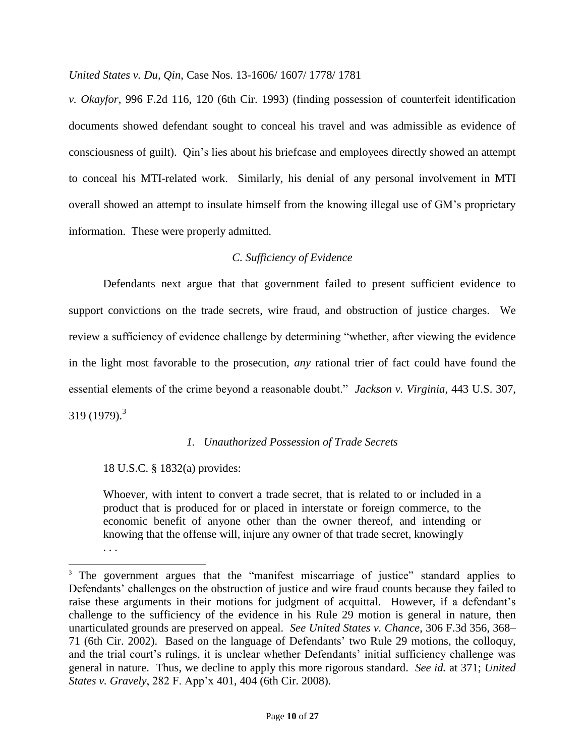*v. Okayfor*, 996 F.2d 116, 120 (6th Cir. 1993) (finding possession of counterfeit identification documents showed defendant sought to conceal his travel and was admissible as evidence of consciousness of guilt). Qin's lies about his briefcase and employees directly showed an attempt to conceal his MTI-related work. Similarly, his denial of any personal involvement in MTI overall showed an attempt to insulate himself from the knowing illegal use of GM's proprietary information. These were properly admitted.

### *C. Sufficiency of Evidence*

Defendants next argue that that government failed to present sufficient evidence to support convictions on the trade secrets, wire fraud, and obstruction of justice charges. We review a sufficiency of evidence challenge by determining "whether, after viewing the evidence in the light most favorable to the prosecution, *any* rational trier of fact could have found the essential elements of the crime beyond a reasonable doubt." *Jackson v. Virginia*, 443 U.S. 307, 319 (1979).[3]

#### *1. Unauthorized Possession of Trade Secrets*

18 U.S.C. § 1832(a) provides:

> Whoever, with intent to convert a trade secret, that is related to or included in a product that is produced for or placed in interstate or foreign commerce, to the economic benefit of anyone other than the owner thereof, and intending or knowing that the offense will, injure any owner of that trade secret, knowingly—
> . . .

---

[3] The government argues that the "manifest miscarriage of justice" standard applies to Defendants' challenges on the obstruction of justice and wire fraud counts because they failed to raise these arguments in their motions for judgment of acquittal. However, if a defendant's challenge to the sufficiency of the evidence in his Rule 29 motion is general in nature, then unarticulated grounds are preserved on appeal. *See United States v. Chance*, 306 F.3d 356, 368–71 (6th Cir. 2002). Based on the language of Defendants' two Rule 29 motions, the colloquy, and the trial court's rulings, it is unclear whether Defendants' initial sufficiency challenge was general in nature. Thus, we decline to apply this more rigorous standard. *See id.* at 371; *United States v. Gravely*, 282 F. App'x 401, 404 (6th Cir. 2008).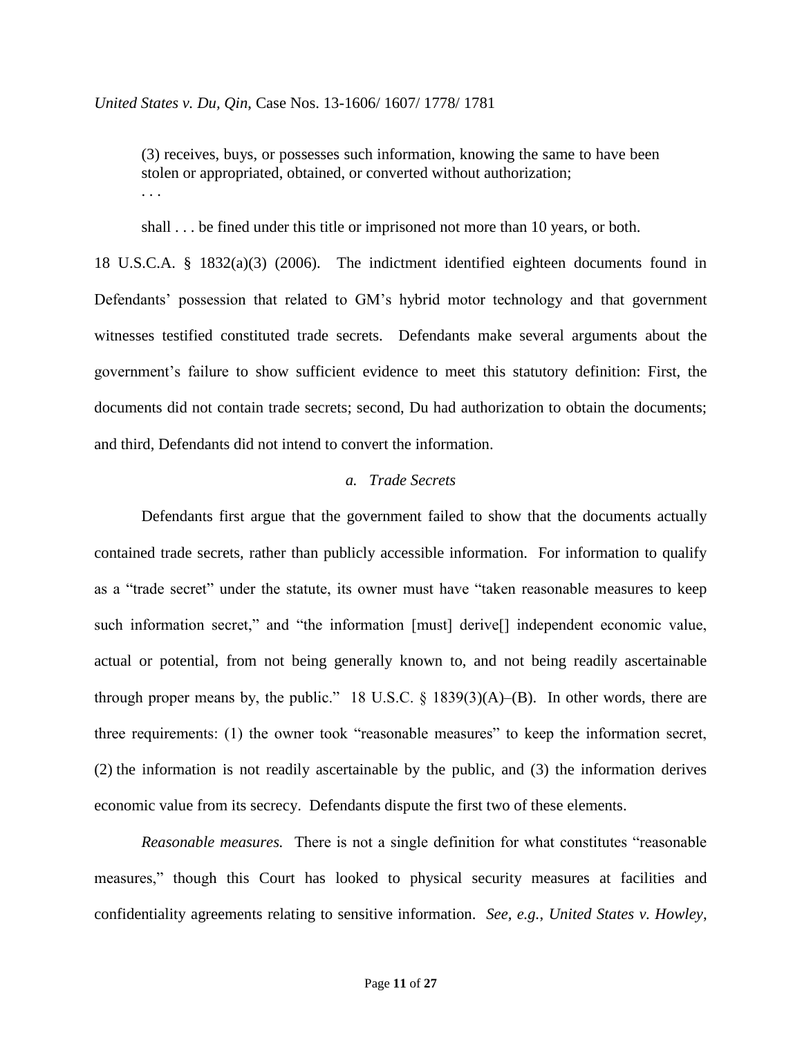> (3) receives, buys, or possesses such information, knowing the same to have been stolen or appropriated, obtained, or converted without authorization;
> . . .
>
> shall . . . be fined under this title or imprisoned not more than 10 years, or both.

18 U.S.C.A. § 1832(a)(3) (2006). The indictment identified eighteen documents found in Defendants' possession that related to GM's hybrid motor technology and that government witnesses testified constituted trade secrets. Defendants make several arguments about the government's failure to show sufficient evidence to meet this statutory definition: First, the documents did not contain trade secrets; second, Du had authorization to obtain the documents; and third, Defendants did not intend to convert the information.

*a. Trade Secrets*

Defendants first argue that the government failed to show that the documents actually contained trade secrets, rather than publicly accessible information. For information to qualify as a "trade secret" under the statute, its owner must have "taken reasonable measures to keep such information secret," and "the information [must] derive[] independent economic value, actual or potential, from not being generally known to, and not being readily ascertainable through proper means by, the public." 18 U.S.C. § 1839(3)(A)–(B). In other words, there are three requirements: (1) the owner took "reasonable measures" to keep the information secret, (2) the information is not readily ascertainable by the public, and (3) the information derives economic value from its secrecy. Defendants dispute the first two of these elements.

*Reasonable measures.* There is not a single definition for what constitutes "reasonable measures," though this Court has looked to physical security measures at facilities and confidentiality agreements relating to sensitive information. *See, e.g.*, *United States v. Howley*,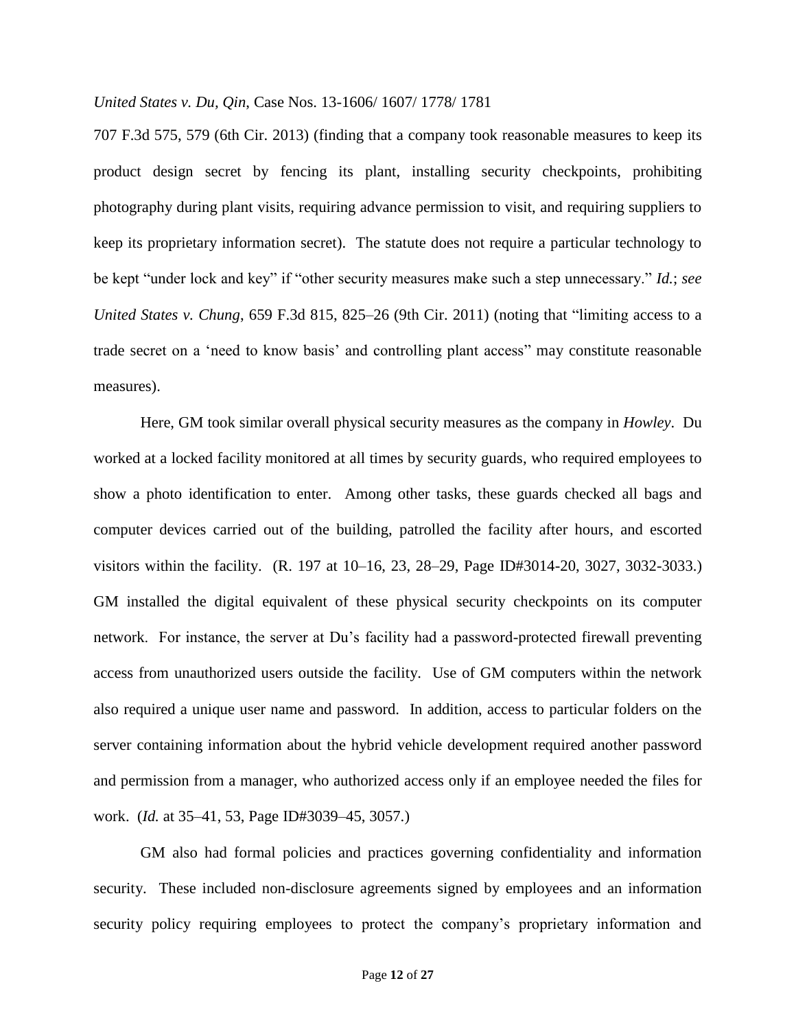707 F.3d 575, 579 (6th Cir. 2013) (finding that a company took reasonable measures to keep its product design secret by fencing its plant, installing security checkpoints, prohibiting photography during plant visits, requiring advance permission to visit, and requiring suppliers to keep its proprietary information secret). The statute does not require a particular technology to be kept "under lock and key" if "other security measures make such a step unnecessary." *Id.*; *see United States v. Chung*, 659 F.3d 815, 825–26 (9th Cir. 2011) (noting that "limiting access to a trade secret on a 'need to know basis' and controlling plant access" may constitute reasonable measures).

Here, GM took similar overall physical security measures as the company in *Howley*. Du worked at a locked facility monitored at all times by security guards, who required employees to show a photo identification to enter. Among other tasks, these guards checked all bags and computer devices carried out of the building, patrolled the facility after hours, and escorted visitors within the facility. (R. 197 at 10–16, 23, 28–29, Page ID#3014-20, 3027, 3032-3033.) GM installed the digital equivalent of these physical security checkpoints on its computer network. For instance, the server at Du's facility had a password-protected firewall preventing access from unauthorized users outside the facility. Use of GM computers within the network also required a unique user name and password. In addition, access to particular folders on the server containing information about the hybrid vehicle development required another password and permission from a manager, who authorized access only if an employee needed the files for work. (*Id.* at 35–41, 53, Page ID#3039–45, 3057.)

GM also had formal policies and practices governing confidentiality and information security. These included non-disclosure agreements signed by employees and an information security policy requiring employees to protect the company's proprietary information and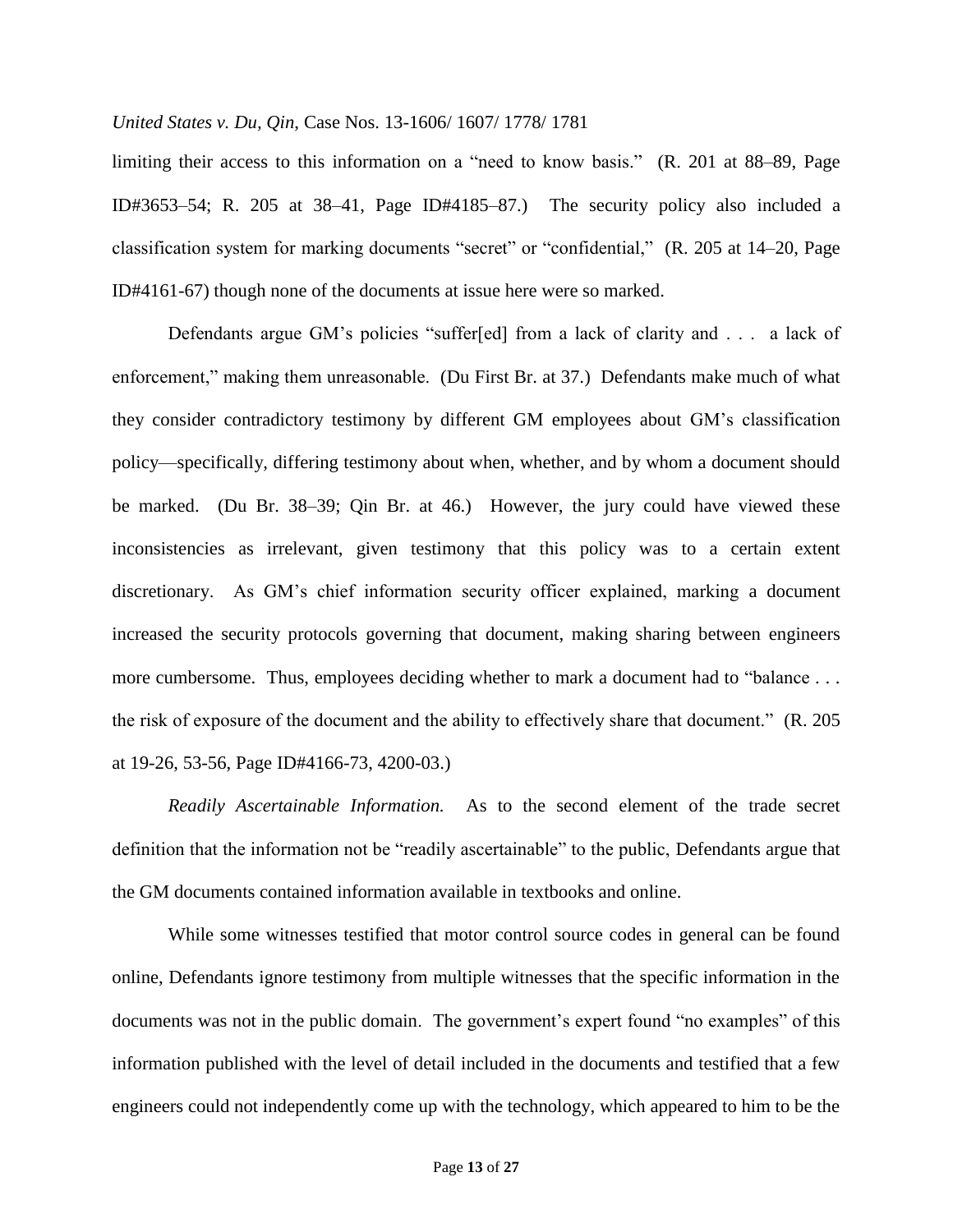limiting their access to this information on a "need to know basis." (R. 201 at 88–89, Page ID#3653–54; R. 205 at 38–41, Page ID#4185–87.) The security policy also included a classification system for marking documents "secret" or "confidential," (R. 205 at 14–20, Page ID#4161-67) though none of the documents at issue here were so marked.

Defendants argue GM's policies "suffer[ed] from a lack of clarity and . . . a lack of enforcement," making them unreasonable. (Du First Br. at 37.) Defendants make much of what they consider contradictory testimony by different GM employees about GM's classification policy—specifically, differing testimony about when, whether, and by whom a document should be marked. (Du Br. 38–39; Qin Br. at 46.) However, the jury could have viewed these inconsistencies as irrelevant, given testimony that this policy was to a certain extent discretionary. As GM's chief information security officer explained, marking a document increased the security protocols governing that document, making sharing between engineers more cumbersome. Thus, employees deciding whether to mark a document had to "balance . . . the risk of exposure of the document and the ability to effectively share that document." (R. 205 at 19-26, 53-56, Page ID#4166-73, 4200-03.)

*Readily Ascertainable Information.* As to the second element of the trade secret definition that the information not be "readily ascertainable" to the public, Defendants argue that the GM documents contained information available in textbooks and online.

While some witnesses testified that motor control source codes in general can be found online, Defendants ignore testimony from multiple witnesses that the specific information in the documents was not in the public domain. The government's expert found "no examples" of this information published with the level of detail included in the documents and testified that a few engineers could not independently come up with the technology, which appeared to him to be the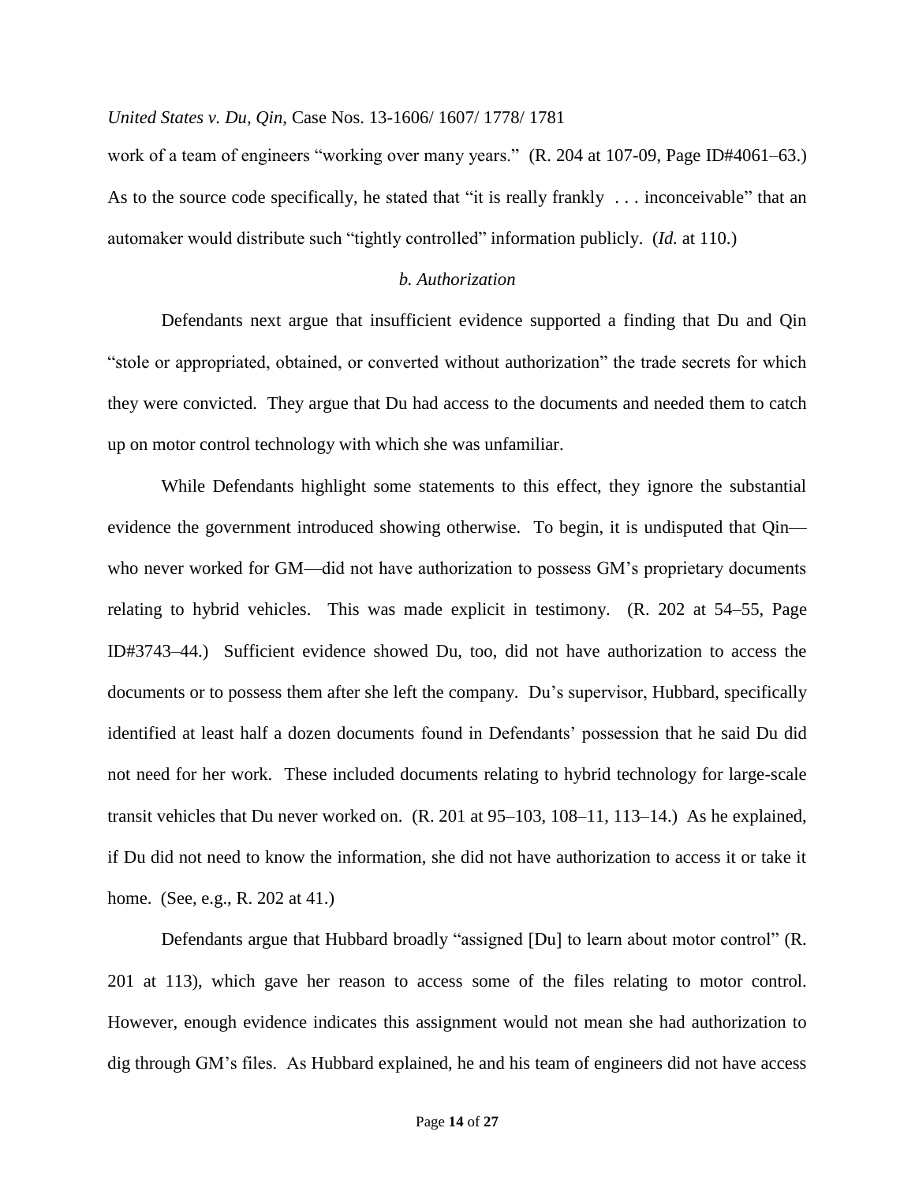work of a team of engineers "working over many years." (R. 204 at 107-09, Page ID#4061–63.) As to the source code specifically, he stated that "it is really frankly . . . inconceivable" that an automaker would distribute such "tightly controlled" information publicly. (*Id.* at 110.)

*b. Authorization*

Defendants next argue that insufficient evidence supported a finding that Du and Qin "stole or appropriated, obtained, or converted without authorization" the trade secrets for which they were convicted. They argue that Du had access to the documents and needed them to catch up on motor control technology with which she was unfamiliar.

While Defendants highlight some statements to this effect, they ignore the substantial evidence the government introduced showing otherwise. To begin, it is undisputed that Qin—who never worked for GM—did not have authorization to possess GM's proprietary documents relating to hybrid vehicles. This was made explicit in testimony. (R. 202 at 54–55, Page ID#3743–44.) Sufficient evidence showed Du, too, did not have authorization to access the documents or to possess them after she left the company. Du's supervisor, Hubbard, specifically identified at least half a dozen documents found in Defendants' possession that he said Du did not need for her work. These included documents relating to hybrid technology for large-scale transit vehicles that Du never worked on. (R. 201 at 95–103, 108–11, 113–14.) As he explained, if Du did not need to know the information, she did not have authorization to access it or take it home. (See, e.g., R. 202 at 41.)

Defendants argue that Hubbard broadly "assigned [Du] to learn about motor control" (R. 201 at 113), which gave her reason to access some of the files relating to motor control. However, enough evidence indicates this assignment would not mean she had authorization to dig through GM's files. As Hubbard explained, he and his team of engineers did not have access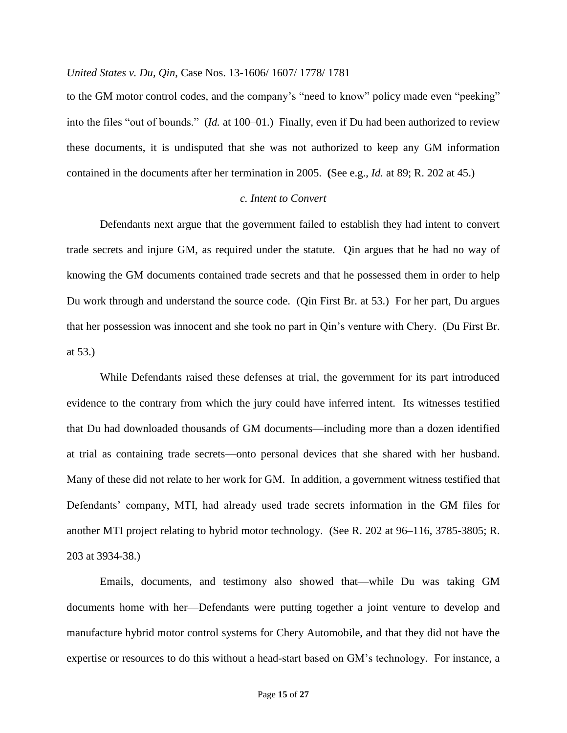to the GM motor control codes, and the company's "need to know" policy made even "peeking" into the files "out of bounds." (*Id.* at 100–01.) Finally, even if Du had been authorized to review these documents, it is undisputed that she was not authorized to keep any GM information contained in the documents after her termination in 2005. **(**See e.g., *Id.* at 89; R. 202 at 45.)

### *c. Intent to Convert*

Defendants next argue that the government failed to establish they had intent to convert trade secrets and injure GM, as required under the statute. Qin argues that he had no way of knowing the GM documents contained trade secrets and that he possessed them in order to help Du work through and understand the source code. (Qin First Br. at 53.) For her part, Du argues that her possession was innocent and she took no part in Qin's venture with Chery. (Du First Br. at 53.)

While Defendants raised these defenses at trial, the government for its part introduced evidence to the contrary from which the jury could have inferred intent. Its witnesses testified that Du had downloaded thousands of GM documents—including more than a dozen identified at trial as containing trade secrets—onto personal devices that she shared with her husband. Many of these did not relate to her work for GM. In addition, a government witness testified that Defendants' company, MTI, had already used trade secrets information in the GM files for another MTI project relating to hybrid motor technology. (See R. 202 at 96–116, 3785-3805; R. 203 at 3934-38.)

Emails, documents, and testimony also showed that—while Du was taking GM documents home with her—Defendants were putting together a joint venture to develop and manufacture hybrid motor control systems for Chery Automobile, and that they did not have the expertise or resources to do this without a head-start based on GM's technology. For instance, a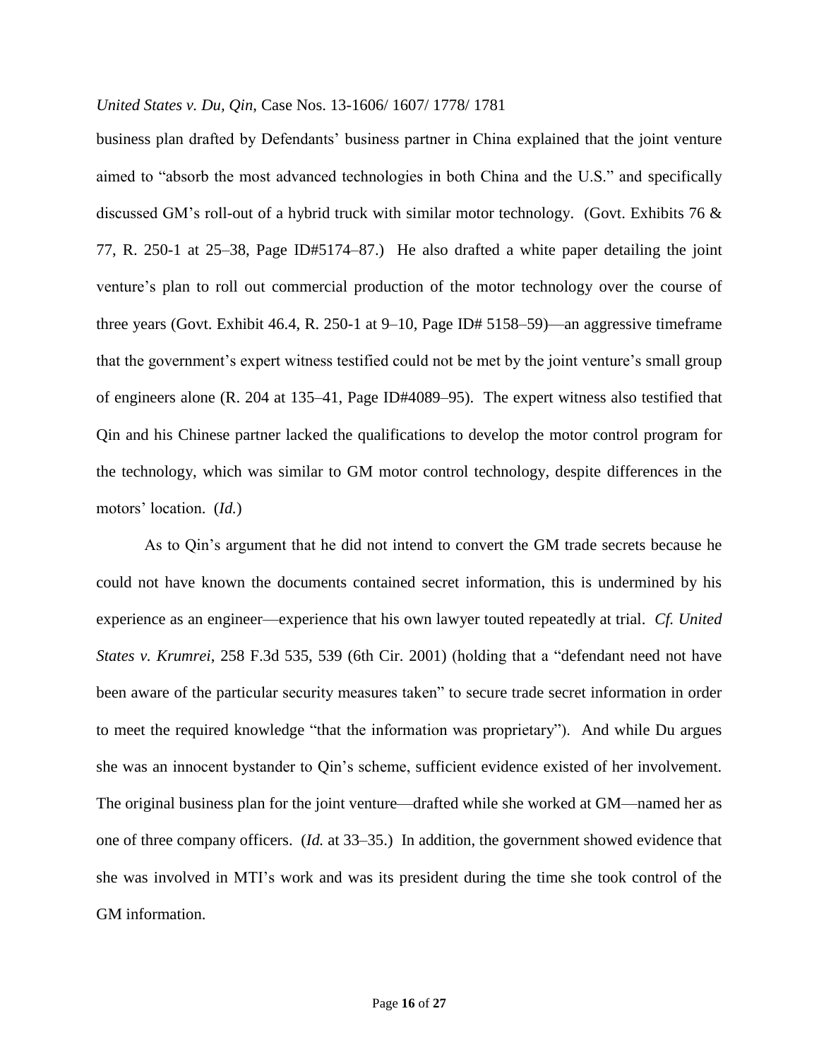business plan drafted by Defendants' business partner in China explained that the joint venture aimed to "absorb the most advanced technologies in both China and the U.S." and specifically discussed GM's roll-out of a hybrid truck with similar motor technology. (Govt. Exhibits 76 & 77, R. 250-1 at 25–38, Page ID#5174–87.) He also drafted a white paper detailing the joint venture's plan to roll out commercial production of the motor technology over the course of three years (Govt. Exhibit 46.4, R. 250-1 at 9–10, Page ID# 5158–59)—an aggressive timeframe that the government's expert witness testified could not be met by the joint venture's small group of engineers alone (R. 204 at 135–41, Page ID#4089–95). The expert witness also testified that Qin and his Chinese partner lacked the qualifications to develop the motor control program for the technology, which was similar to GM motor control technology, despite differences in the motors' location. (*Id.*)

As to Qin's argument that he did not intend to convert the GM trade secrets because he could not have known the documents contained secret information, this is undermined by his experience as an engineer—experience that his own lawyer touted repeatedly at trial. *Cf. United States v. Krumrei*, 258 F.3d 535, 539 (6th Cir. 2001) (holding that a "defendant need not have been aware of the particular security measures taken" to secure trade secret information in order to meet the required knowledge "that the information was proprietary"). And while Du argues she was an innocent bystander to Qin's scheme, sufficient evidence existed of her involvement. The original business plan for the joint venture—drafted while she worked at GM—named her as one of three company officers. (*Id.* at 33–35.) In addition, the government showed evidence that she was involved in MTI's work and was its president during the time she took control of the GM information.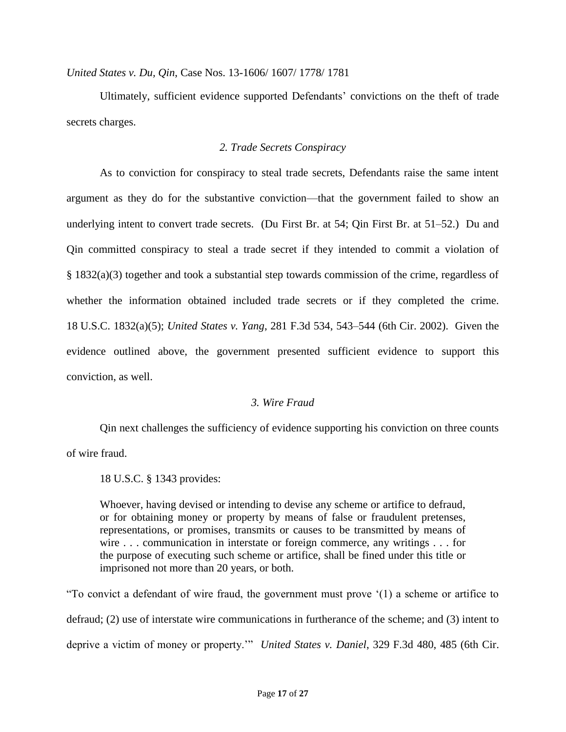Ultimately, sufficient evidence supported Defendants' convictions on the theft of trade secrets charges.

### *2. Trade Secrets Conspiracy*

As to conviction for conspiracy to steal trade secrets, Defendants raise the same intent argument as they do for the substantive conviction—that the government failed to show an underlying intent to convert trade secrets. (Du First Br. at 54; Qin First Br. at 51–52.) Du and Qin committed conspiracy to steal a trade secret if they intended to commit a violation of § 1832(a)(3) together and took a substantial step towards commission of the crime, regardless of whether the information obtained included trade secrets or if they completed the crime. 18 U.S.C. 1832(a)(5); *United States v. Yang*, 281 F.3d 534, 543–544 (6th Cir. 2002). Given the evidence outlined above, the government presented sufficient evidence to support this conviction, as well.

### *3. Wire Fraud*

Qin next challenges the sufficiency of evidence supporting his conviction on three counts of wire fraud.

18 U.S.C. § 1343 provides:

> Whoever, having devised or intending to devise any scheme or artifice to defraud, or for obtaining money or property by means of false or fraudulent pretenses, representations, or promises, transmits or causes to be transmitted by means of wire . . . communication in interstate or foreign commerce, any writings . . . for the purpose of executing such scheme or artifice, shall be fined under this title or imprisoned not more than 20 years, or both.

"To convict a defendant of wire fraud, the government must prove '(1) a scheme or artifice to defraud; (2) use of interstate wire communications in furtherance of the scheme; and (3) intent to deprive a victim of money or property.'" *United States v. Daniel*, 329 F.3d 480, 485 (6th Cir.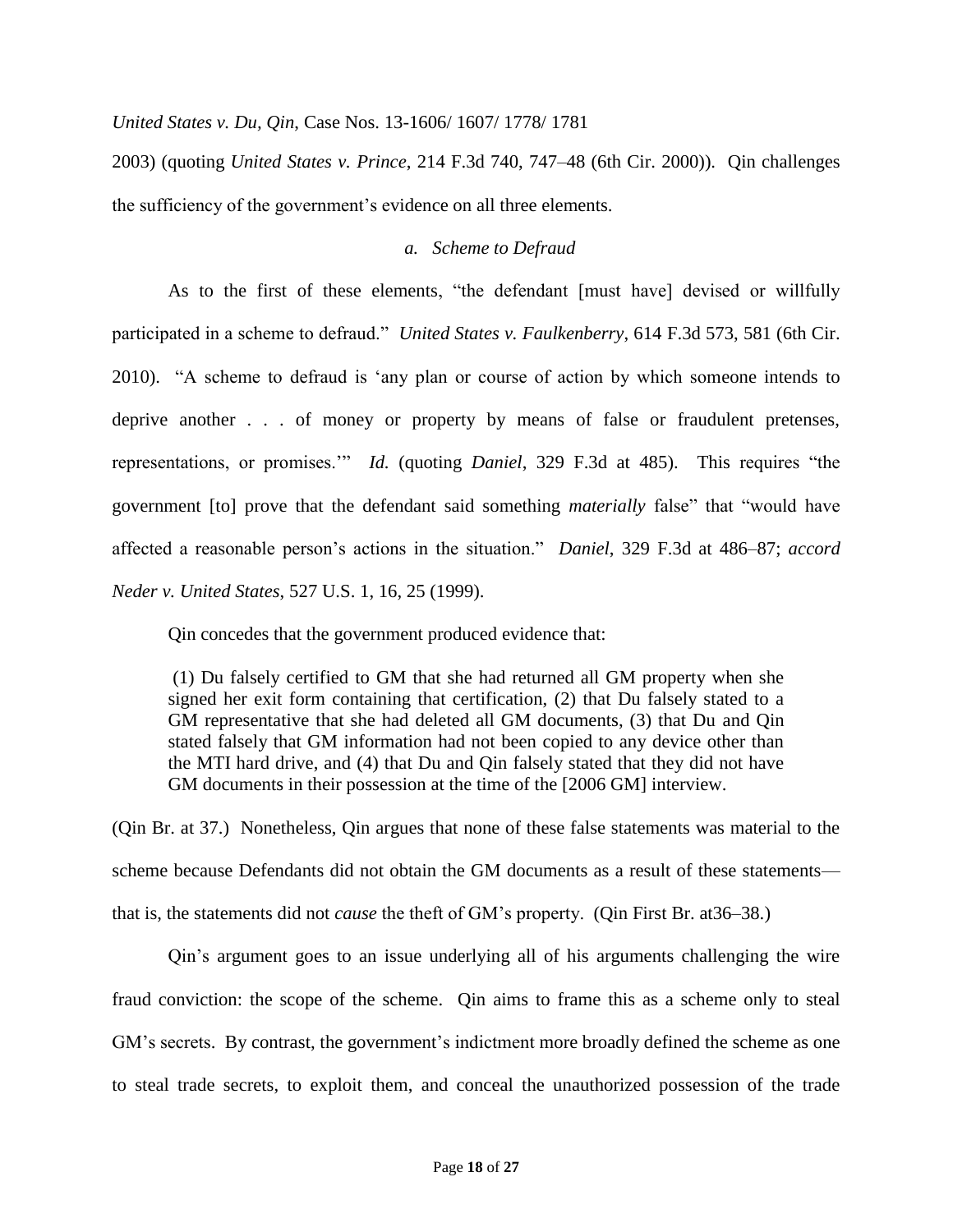2003) (quoting *United States v. Prince*, 214 F.3d 740, 747–48 (6th Cir. 2000)). Qin challenges the sufficiency of the government's evidence on all three elements.

### *a. Scheme to Defraud*

As to the first of these elements, "the defendant [must have] devised or willfully participated in a scheme to defraud." *United States v. Faulkenberry*, 614 F.3d 573, 581 (6th Cir. 2010). "A scheme to defraud is 'any plan or course of action by which someone intends to deprive another . . . of money or property by means of false or fraudulent pretenses, representations, or promises.'" *Id.* (quoting *Daniel*, 329 F.3d at 485). This requires "the government [to] prove that the defendant said something *materially* false" that "would have affected a reasonable person's actions in the situation." *Daniel*, 329 F.3d at 486–87; *accord Neder v. United States*, 527 U.S. 1, 16, 25 (1999).

Qin concedes that the government produced evidence that:

> (1) Du falsely certified to GM that she had returned all GM property when she signed her exit form containing that certification, (2) that Du falsely stated to a GM representative that she had deleted all GM documents, (3) that Du and Qin stated falsely that GM information had not been copied to any device other than the MTI hard drive, and (4) that Du and Qin falsely stated that they did not have GM documents in their possession at the time of the [2006 GM] interview.

(Qin Br. at 37.) Nonetheless, Qin argues that none of these false statements was material to the scheme because Defendants did not obtain the GM documents as a result of these statements—that is, the statements did not *cause* the theft of GM's property. (Qin First Br. at36–38.)

Qin's argument goes to an issue underlying all of his arguments challenging the wire fraud conviction: the scope of the scheme. Qin aims to frame this as a scheme only to steal GM's secrets. By contrast, the government's indictment more broadly defined the scheme as one to steal trade secrets, to exploit them, and conceal the unauthorized possession of the trade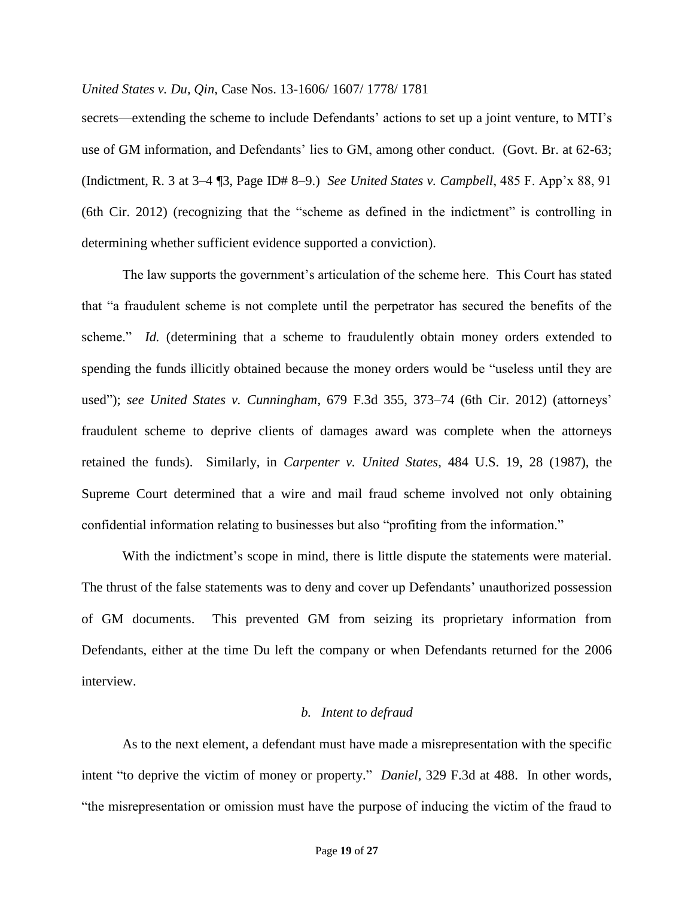secrets—extending the scheme to include Defendants' actions to set up a joint venture, to MTI's use of GM information, and Defendants' lies to GM, among other conduct. (Govt. Br. at 62-63; (Indictment, R. 3 at 3–4 ¶3, Page ID# 8–9.) *See United States v. Campbell*, 485 F. App'x 88, 91 (6th Cir. 2012) (recognizing that the "scheme as defined in the indictment" is controlling in determining whether sufficient evidence supported a conviction).

The law supports the government's articulation of the scheme here. This Court has stated that "a fraudulent scheme is not complete until the perpetrator has secured the benefits of the scheme." *Id.* (determining that a scheme to fraudulently obtain money orders extended to spending the funds illicitly obtained because the money orders would be "useless until they are used"); *see United States v. Cunningham*, 679 F.3d 355, 373–74 (6th Cir. 2012) (attorneys' fraudulent scheme to deprive clients of damages award was complete when the attorneys retained the funds). Similarly, in *Carpenter v. United States*, 484 U.S. 19, 28 (1987), the Supreme Court determined that a wire and mail fraud scheme involved not only obtaining confidential information relating to businesses but also "profiting from the information."

With the indictment's scope in mind, there is little dispute the statements were material. The thrust of the false statements was to deny and cover up Defendants' unauthorized possession of GM documents. This prevented GM from seizing its proprietary information from Defendants, either at the time Du left the company or when Defendants returned for the 2006 interview.

### *b. Intent to defraud*

As to the next element, a defendant must have made a misrepresentation with the specific intent "to deprive the victim of money or property." *Daniel*, 329 F.3d at 488. In other words, "the misrepresentation or omission must have the purpose of inducing the victim of the fraud to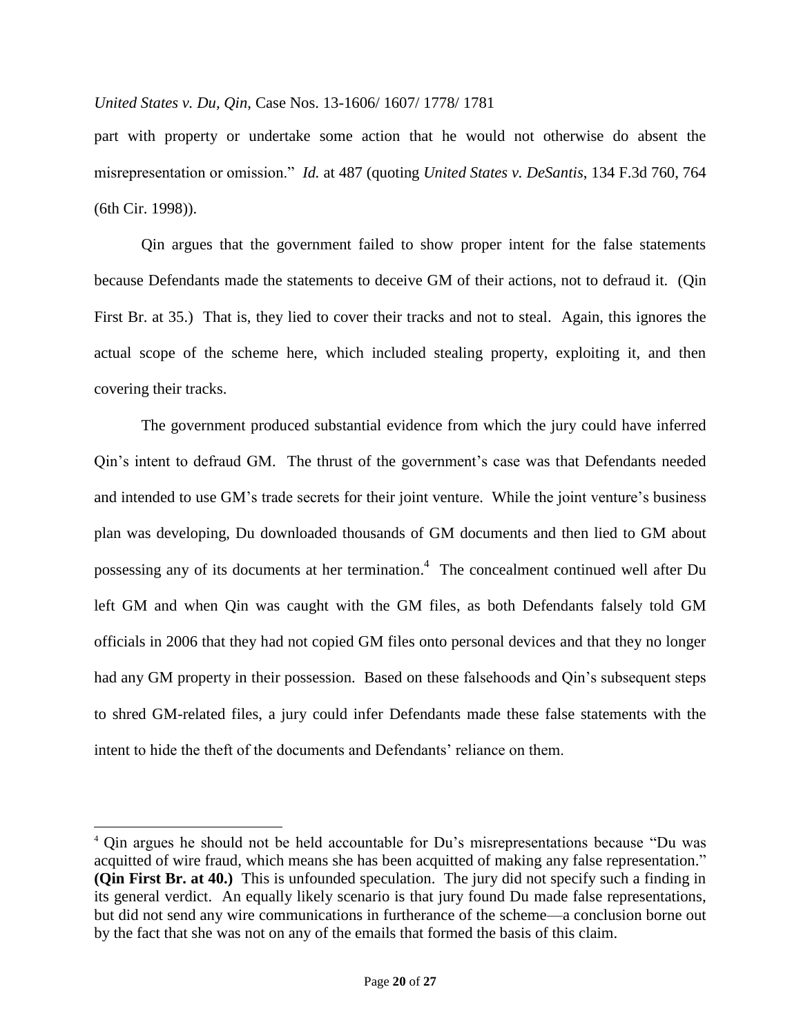part with property or undertake some action that he would not otherwise do absent the misrepresentation or omission." *Id.* at 487 (quoting *United States v. DeSantis*, 134 F.3d 760, 764 (6th Cir. 1998)).

Qin argues that the government failed to show proper intent for the false statements because Defendants made the statements to deceive GM of their actions, not to defraud it. (Qin First Br. at 35.) That is, they lied to cover their tracks and not to steal. Again, this ignores the actual scope of the scheme here, which included stealing property, exploiting it, and then covering their tracks.

The government produced substantial evidence from which the jury could have inferred Qin's intent to defraud GM. The thrust of the government's case was that Defendants needed and intended to use GM's trade secrets for their joint venture. While the joint venture's business plan was developing, Du downloaded thousands of GM documents and then lied to GM about possessing any of its documents at her termination.[4] The concealment continued well after Du left GM and when Qin was caught with the GM files, as both Defendants falsely told GM officials in 2006 that they had not copied GM files onto personal devices and that they no longer had any GM property in their possession. Based on these falsehoods and Qin's subsequent steps to shred GM-related files, a jury could infer Defendants made these false statements with the intent to hide the theft of the documents and Defendants' reliance on them.

---

[4] Qin argues he should not be held accountable for Du's misrepresentations because "Du was acquitted of wire fraud, which means she has been acquitted of making any false representation." **(Qin First Br. at 40.)** This is unfounded speculation. The jury did not specify such a finding in its general verdict. An equally likely scenario is that jury found Du made false representations, but did not send any wire communications in furtherance of the scheme—a conclusion borne out by the fact that she was not on any of the emails that formed the basis of this claim.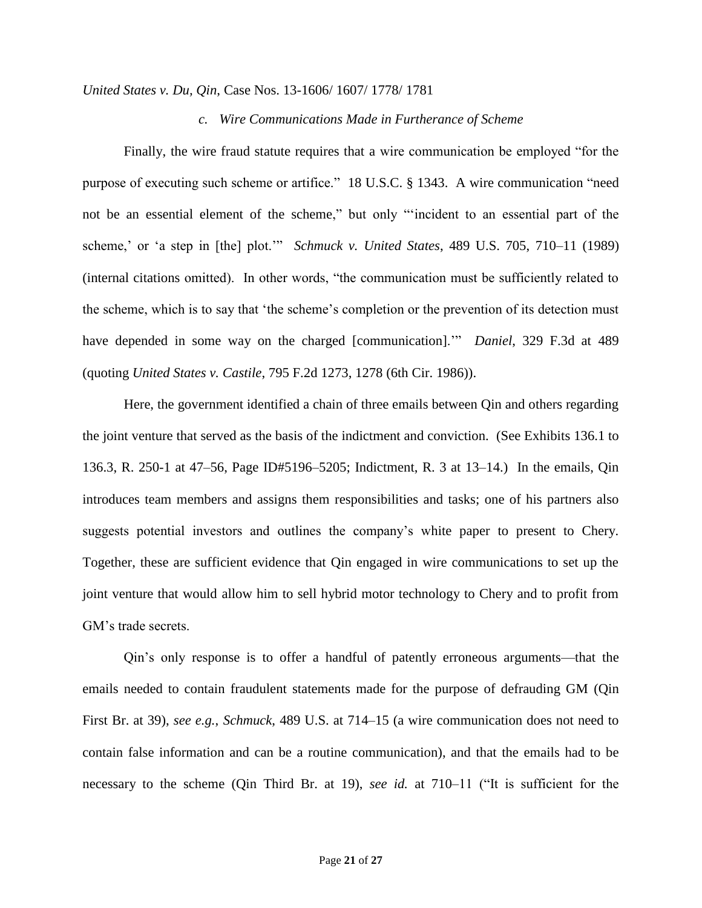### *c. Wire Communications Made in Furtherance of Scheme*

Finally, the wire fraud statute requires that a wire communication be employed "for the purpose of executing such scheme or artifice." 18 U.S.C. § 1343. A wire communication "need not be an essential element of the scheme," but only "'incident to an essential part of the scheme,' or 'a step in [the] plot.'" *Schmuck v. United States*, 489 U.S. 705, 710–11 (1989) (internal citations omitted). In other words, "the communication must be sufficiently related to the scheme, which is to say that 'the scheme's completion or the prevention of its detection must have depended in some way on the charged [communication].'" *Daniel*, 329 F.3d at 489 (quoting *United States v. Castile*, 795 F.2d 1273, 1278 (6th Cir. 1986)).

Here, the government identified a chain of three emails between Qin and others regarding the joint venture that served as the basis of the indictment and conviction. (See Exhibits 136.1 to 136.3, R. 250-1 at 47–56, Page ID#5196–5205; Indictment, R. 3 at 13–14.) In the emails, Qin introduces team members and assigns them responsibilities and tasks; one of his partners also suggests potential investors and outlines the company's white paper to present to Chery. Together, these are sufficient evidence that Qin engaged in wire communications to set up the joint venture that would allow him to sell hybrid motor technology to Chery and to profit from GM's trade secrets.

Qin's only response is to offer a handful of patently erroneous arguments—that the emails needed to contain fraudulent statements made for the purpose of defrauding GM (Qin First Br. at 39), *see e.g.*, *Schmuck*, 489 U.S. at 714–15 (a wire communication does not need to contain false information and can be a routine communication), and that the emails had to be necessary to the scheme (Qin Third Br. at 19), *see id.* at 710–11 ("It is sufficient for the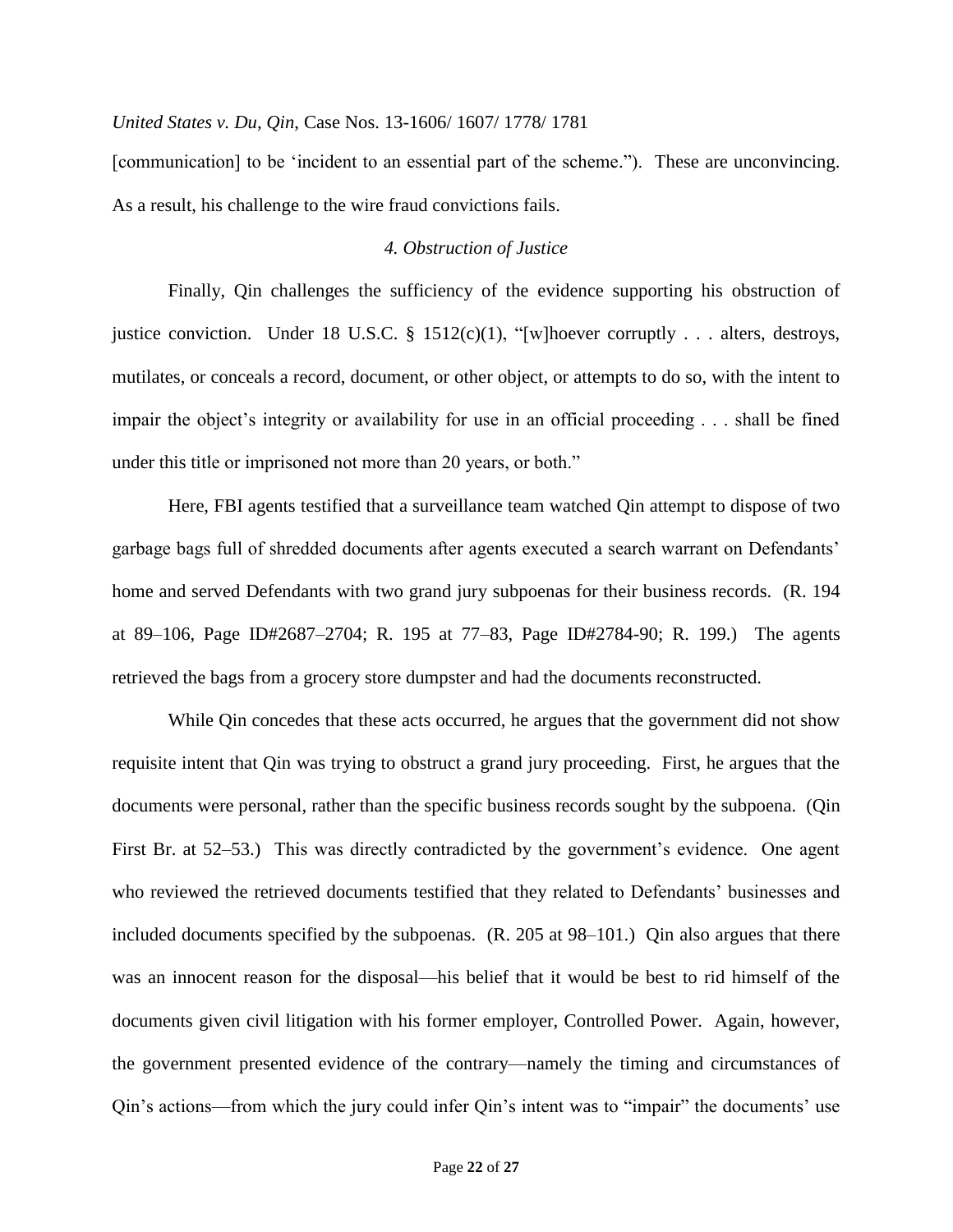[communication] to be 'incident to an essential part of the scheme."). These are unconvincing. As a result, his challenge to the wire fraud convictions fails.

### *4. Obstruction of Justice*

Finally, Qin challenges the sufficiency of the evidence supporting his obstruction of justice conviction. Under 18 U.S.C. § 1512(c)(1), "[w]hoever corruptly . . . alters, destroys, mutilates, or conceals a record, document, or other object, or attempts to do so, with the intent to impair the object's integrity or availability for use in an official proceeding . . . shall be fined under this title or imprisoned not more than 20 years, or both."

Here, FBI agents testified that a surveillance team watched Qin attempt to dispose of two garbage bags full of shredded documents after agents executed a search warrant on Defendants' home and served Defendants with two grand jury subpoenas for their business records. (R. 194 at 89–106, Page ID#2687–2704; R. 195 at 77–83, Page ID#2784-90; R. 199.) The agents retrieved the bags from a grocery store dumpster and had the documents reconstructed.

While Qin concedes that these acts occurred, he argues that the government did not show requisite intent that Qin was trying to obstruct a grand jury proceeding. First, he argues that the documents were personal, rather than the specific business records sought by the subpoena. (Qin First Br. at 52–53.) This was directly contradicted by the government's evidence. One agent who reviewed the retrieved documents testified that they related to Defendants' businesses and included documents specified by the subpoenas. (R. 205 at 98–101.) Qin also argues that there was an innocent reason for the disposal—his belief that it would be best to rid himself of the documents given civil litigation with his former employer, Controlled Power. Again, however, the government presented evidence of the contrary—namely the timing and circumstances of Qin's actions—from which the jury could infer Qin's intent was to "impair" the documents' use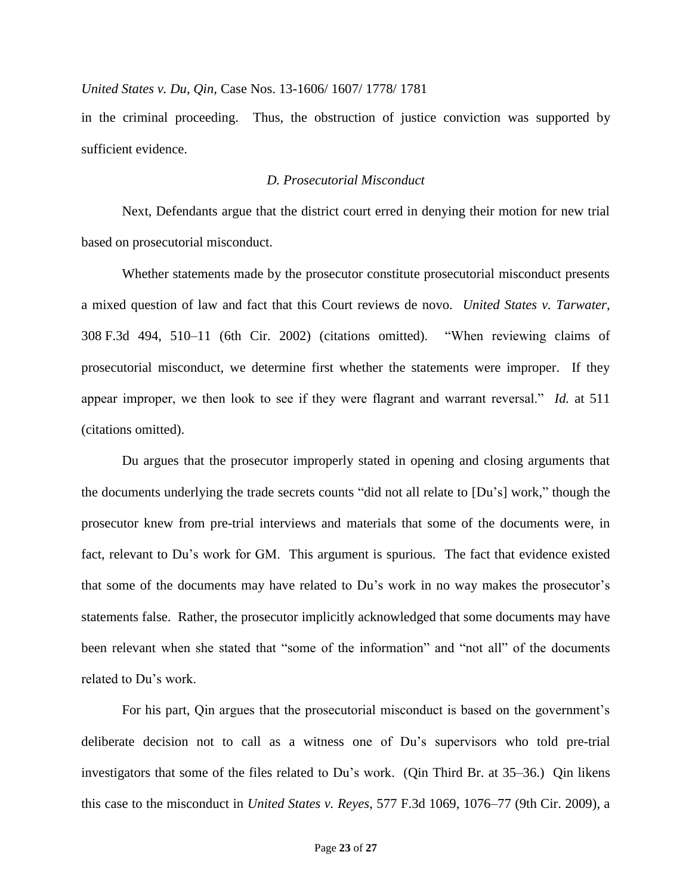in the criminal proceeding. Thus, the obstruction of justice conviction was supported by sufficient evidence.

### *D. Prosecutorial Misconduct*

Next, Defendants argue that the district court erred in denying their motion for new trial based on prosecutorial misconduct.

Whether statements made by the prosecutor constitute prosecutorial misconduct presents a mixed question of law and fact that this Court reviews de novo. *United States v. Tarwater*, 308 F.3d 494, 510–11 (6th Cir. 2002) (citations omitted). "When reviewing claims of prosecutorial misconduct, we determine first whether the statements were improper. If they appear improper, we then look to see if they were flagrant and warrant reversal." *Id.* at 511 (citations omitted).

Du argues that the prosecutor improperly stated in opening and closing arguments that the documents underlying the trade secrets counts "did not all relate to [Du's] work," though the prosecutor knew from pre-trial interviews and materials that some of the documents were, in fact, relevant to Du's work for GM. This argument is spurious. The fact that evidence existed that some of the documents may have related to Du's work in no way makes the prosecutor's statements false. Rather, the prosecutor implicitly acknowledged that some documents may have been relevant when she stated that "some of the information" and "not all" of the documents related to Du's work.

For his part, Qin argues that the prosecutorial misconduct is based on the government's deliberate decision not to call as a witness one of Du's supervisors who told pre-trial investigators that some of the files related to Du's work. (Qin Third Br. at 35–36.) Qin likens this case to the misconduct in *United States v. Reyes*, 577 F.3d 1069, 1076–77 (9th Cir. 2009), a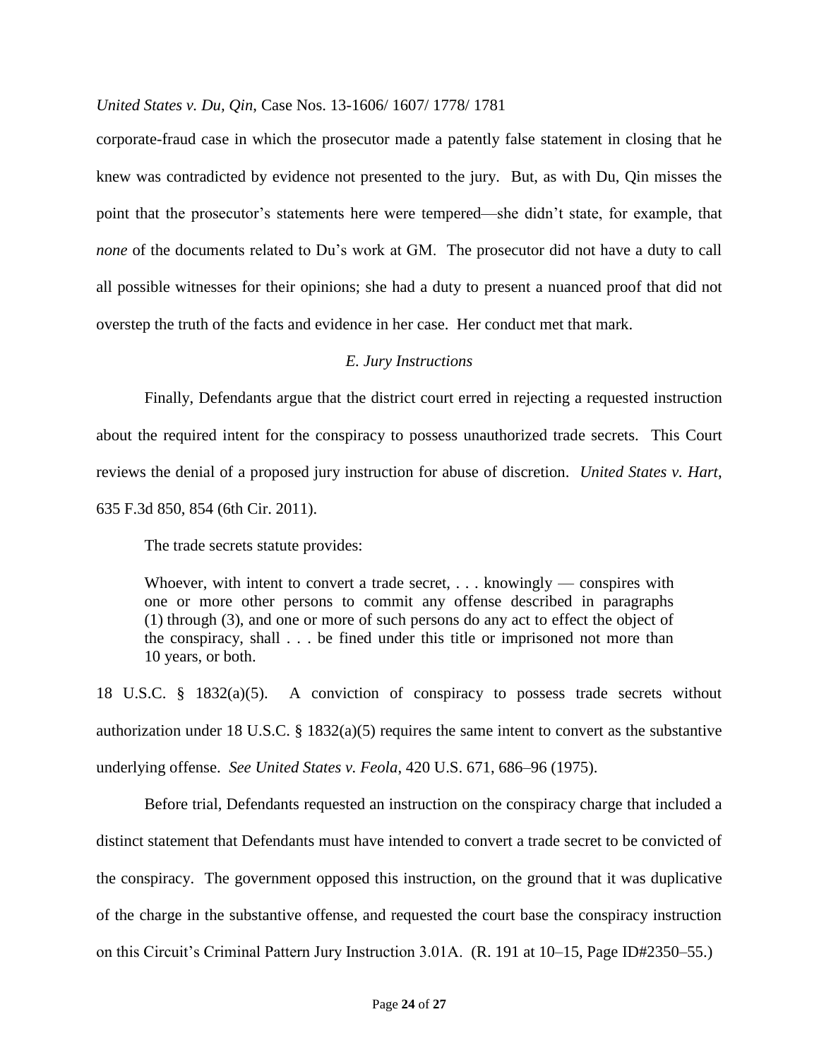corporate-fraud case in which the prosecutor made a patently false statement in closing that he knew was contradicted by evidence not presented to the jury. But, as with Du, Qin misses the point that the prosecutor's statements here were tempered—she didn't state, for example, that *none* of the documents related to Du's work at GM. The prosecutor did not have a duty to call all possible witnesses for their opinions; she had a duty to present a nuanced proof that did not overstep the truth of the facts and evidence in her case. Her conduct met that mark.

### *E. Jury Instructions*

Finally, Defendants argue that the district court erred in rejecting a requested instruction about the required intent for the conspiracy to possess unauthorized trade secrets. This Court reviews the denial of a proposed jury instruction for abuse of discretion. *United States v. Hart*, 635 F.3d 850, 854 (6th Cir. 2011).

The trade secrets statute provides:

> Whoever, with intent to convert a trade secret, . . . knowingly — conspires with one or more other persons to commit any offense described in paragraphs (1) through (3), and one or more of such persons do any act to effect the object of the conspiracy, shall . . . be fined under this title or imprisoned not more than 10 years, or both.

18 U.S.C. § 1832(a)(5). A conviction of conspiracy to possess trade secrets without authorization under 18 U.S.C. § 1832(a)(5) requires the same intent to convert as the substantive underlying offense. *See United States v. Feola*, 420 U.S. 671, 686–96 (1975).

Before trial, Defendants requested an instruction on the conspiracy charge that included a distinct statement that Defendants must have intended to convert a trade secret to be convicted of the conspiracy. The government opposed this instruction, on the ground that it was duplicative of the charge in the substantive offense, and requested the court base the conspiracy instruction on this Circuit's Criminal Pattern Jury Instruction 3.01A. (R. 191 at 10–15, Page ID#2350–55.)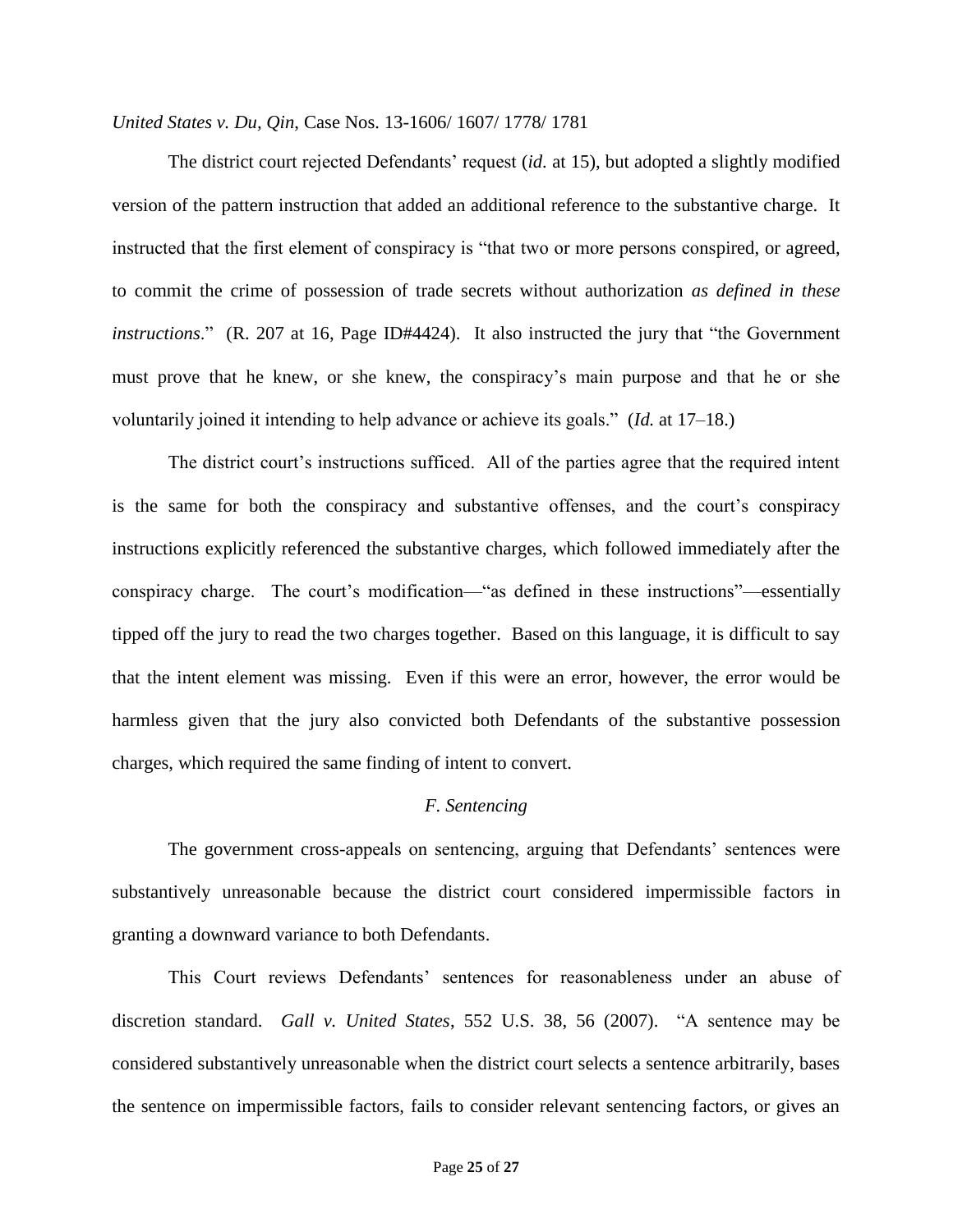The district court rejected Defendants' request (*id.* at 15), but adopted a slightly modified version of the pattern instruction that added an additional reference to the substantive charge. It instructed that the first element of conspiracy is "that two or more persons conspired, or agreed, to commit the crime of possession of trade secrets without authorization *as defined in these instructions*." (R. 207 at 16, Page ID#4424). It also instructed the jury that "the Government must prove that he knew, or she knew, the conspiracy's main purpose and that he or she voluntarily joined it intending to help advance or achieve its goals." (*Id.* at 17–18.)

The district court's instructions sufficed. All of the parties agree that the required intent is the same for both the conspiracy and substantive offenses, and the court's conspiracy instructions explicitly referenced the substantive charges, which followed immediately after the conspiracy charge. The court's modification—"as defined in these instructions"—essentially tipped off the jury to read the two charges together. Based on this language, it is difficult to say that the intent element was missing. Even if this were an error, however, the error would be harmless given that the jury also convicted both Defendants of the substantive possession charges, which required the same finding of intent to convert.

### *F. Sentencing*

The government cross-appeals on sentencing, arguing that Defendants' sentences were substantively unreasonable because the district court considered impermissible factors in granting a downward variance to both Defendants.

This Court reviews Defendants' sentences for reasonableness under an abuse of discretion standard. *Gall v. United States*, 552 U.S. 38, 56 (2007). "A sentence may be considered substantively unreasonable when the district court selects a sentence arbitrarily, bases the sentence on impermissible factors, fails to consider relevant sentencing factors, or gives an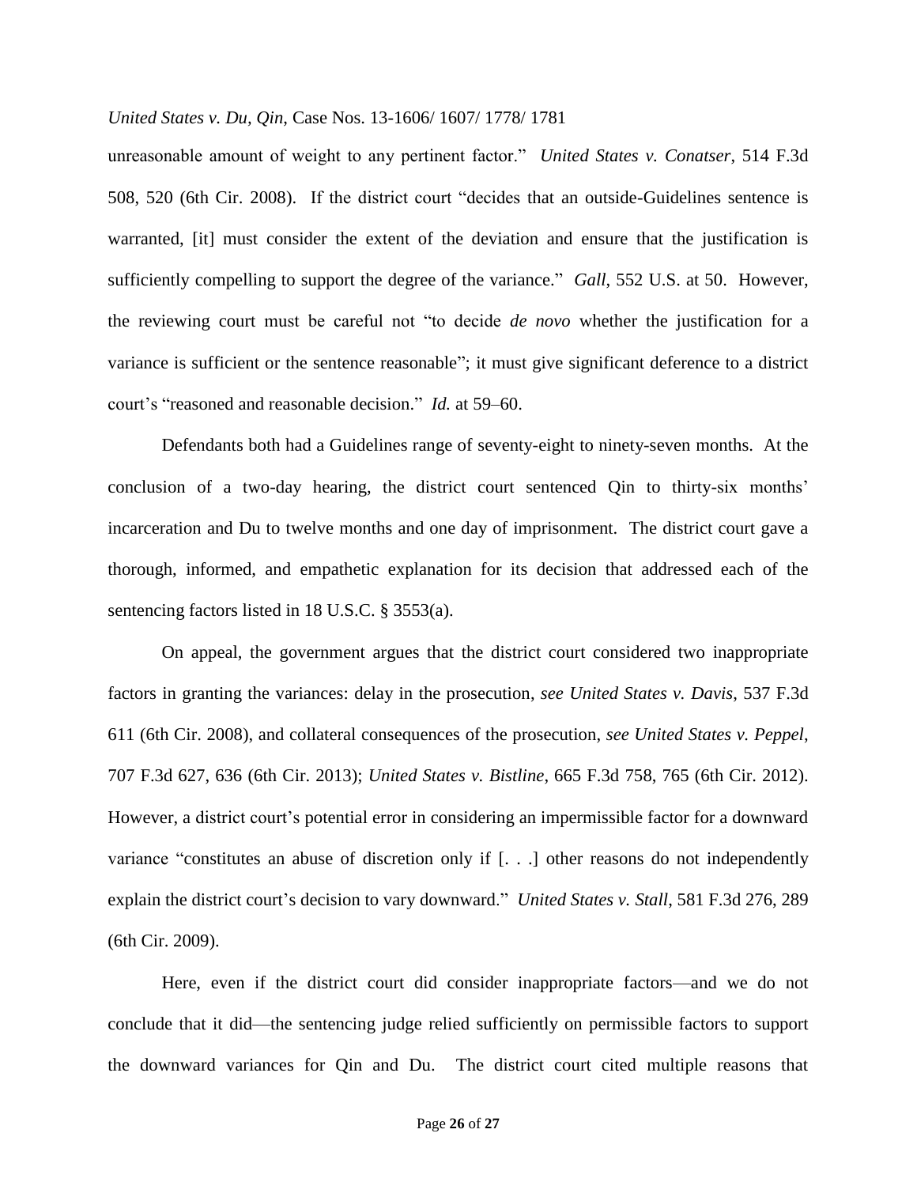unreasonable amount of weight to any pertinent factor." *United States v. Conatser*, 514 F.3d 508, 520 (6th Cir. 2008). If the district court "decides that an outside-Guidelines sentence is warranted, [it] must consider the extent of the deviation and ensure that the justification is sufficiently compelling to support the degree of the variance." *Gall*, 552 U.S. at 50. However, the reviewing court must be careful not "to decide *de novo* whether the justification for a variance is sufficient or the sentence reasonable"; it must give significant deference to a district court's "reasoned and reasonable decision." *Id.* at 59–60.

Defendants both had a Guidelines range of seventy-eight to ninety-seven months. At the conclusion of a two-day hearing, the district court sentenced Qin to thirty-six months' incarceration and Du to twelve months and one day of imprisonment. The district court gave a thorough, informed, and empathetic explanation for its decision that addressed each of the sentencing factors listed in 18 U.S.C. § 3553(a).

On appeal, the government argues that the district court considered two inappropriate factors in granting the variances: delay in the prosecution, *see United States v. Davis*, 537 F.3d 611 (6th Cir. 2008), and collateral consequences of the prosecution, *see United States v. Peppel*, 707 F.3d 627, 636 (6th Cir. 2013); *United States v. Bistline*, 665 F.3d 758, 765 (6th Cir. 2012). However, a district court's potential error in considering an impermissible factor for a downward variance "constitutes an abuse of discretion only if [. . .] other reasons do not independently explain the district court's decision to vary downward." *United States v. Stall*, 581 F.3d 276, 289 (6th Cir. 2009).

Here, even if the district court did consider inappropriate factors—and we do not conclude that it did—the sentencing judge relied sufficiently on permissible factors to support the downward variances for Qin and Du. The district court cited multiple reasons that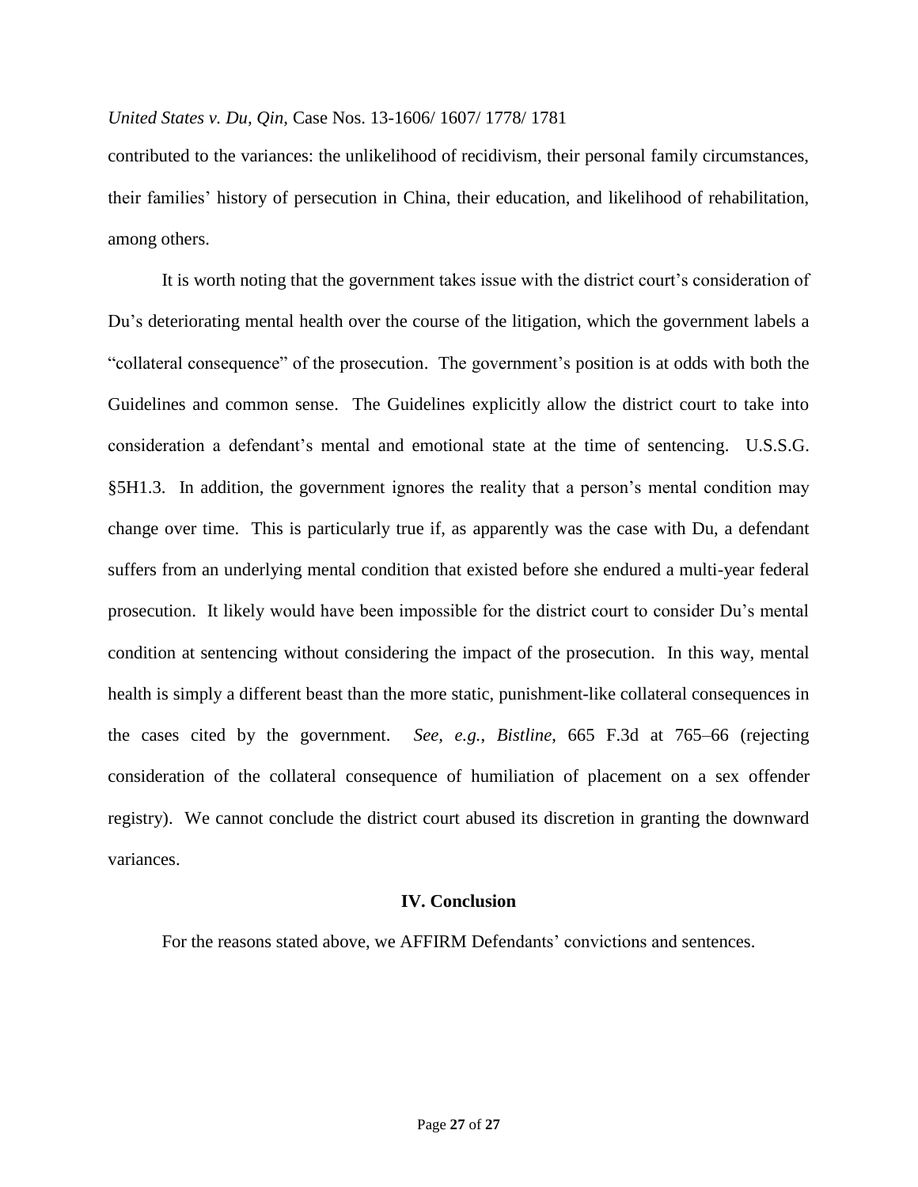contributed to the variances: the unlikelihood of recidivism, their personal family circumstances, their families' history of persecution in China, their education, and likelihood of rehabilitation, among others.

It is worth noting that the government takes issue with the district court's consideration of Du's deteriorating mental health over the course of the litigation, which the government labels a "collateral consequence" of the prosecution. The government's position is at odds with both the Guidelines and common sense. The Guidelines explicitly allow the district court to take into consideration a defendant's mental and emotional state at the time of sentencing. U.S.S.G. §5H1.3. In addition, the government ignores the reality that a person's mental condition may change over time. This is particularly true if, as apparently was the case with Du, a defendant suffers from an underlying mental condition that existed before she endured a multi-year federal prosecution. It likely would have been impossible for the district court to consider Du's mental condition at sentencing without considering the impact of the prosecution. In this way, mental health is simply a different beast than the more static, punishment-like collateral consequences in the cases cited by the government. *See, e.g.*, *Bistline*, 665 F.3d at 765–66 (rejecting consideration of the collateral consequence of humiliation of placement on a sex offender registry). We cannot conclude the district court abused its discretion in granting the downward variances.

## IV. Conclusion

For the reasons stated above, we AFFIRM Defendants' convictions and sentences.